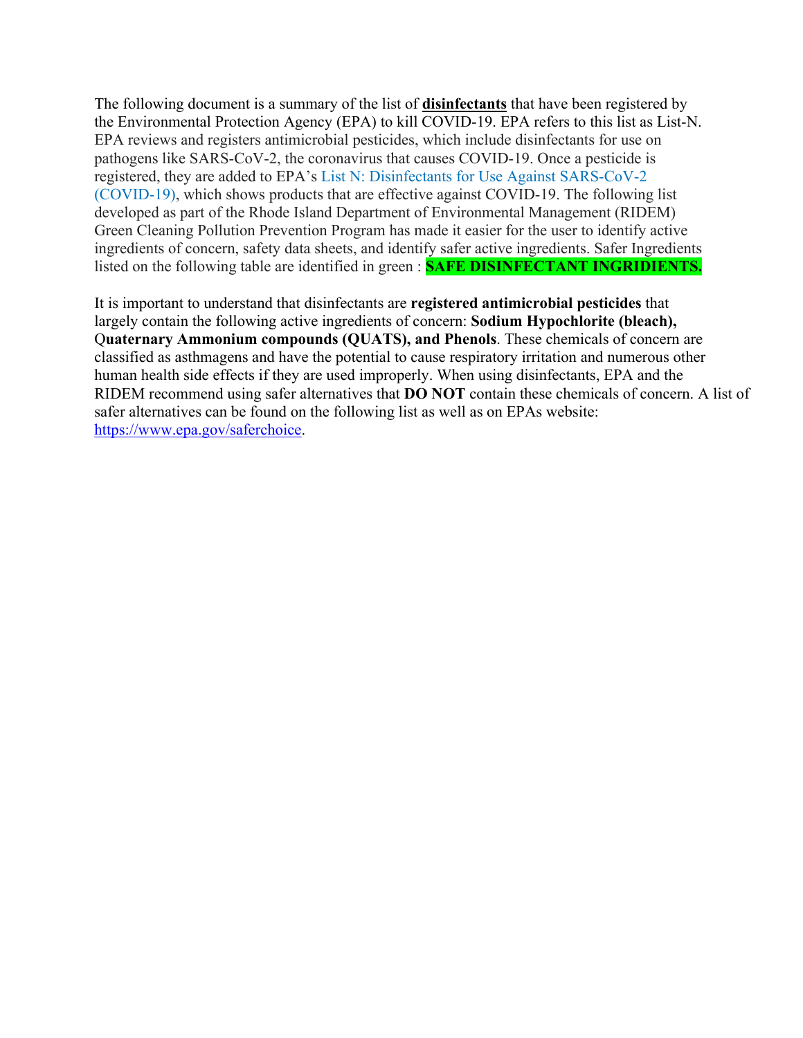The following document is a summary of the list of **<u>disinfectants</u>** that have been registered by the Environmental Protection Agency (EPA) to kill COVID-19. EPA refers to this list as List-N. EPA reviews and registers antimicrobial pesticides, which include disinfectants for use on pathogens like SARS-CoV-2, the coronavirus that causes COVID-19. Once a pesticide is registered, they are added to EPA's List N: Disinfectants for Use Against SARS-CoV-2 (COVID-19), which shows products that are effective against COVID-19. The following list developed as part of the Rhode Island Department of Environmental Management (RIDEM) Green Cleaning Pollution Prevention Program has made it easier for the user to identify active ingredients of concern, safety data sheets, and identify safer active ingredients. Safer Ingredients listed on the following table are identified in green : **SAFE DISINFECTANT INGRIDIENTS.**

It is important to understand that disinfectants are **registered antimicrobial pesticides** that largely contain the following active ingredients of concern: **Sodium Hypochlorite (bleach), Quaternary Ammonium compounds (QUATS), and Phenols**. These chemicals of concern are classified as asthmagens and have the potential to cause respiratory irritation and numerous other human health side effects if they are used improperly. When using disinfectants, EPA and the RIDEM recommend using safer alternatives that **DO NOT** contain these chemicals of concern. A list of safer alternatives can be found on the following list as well as on EPAs website: https://www.epa.gov/saferchoice.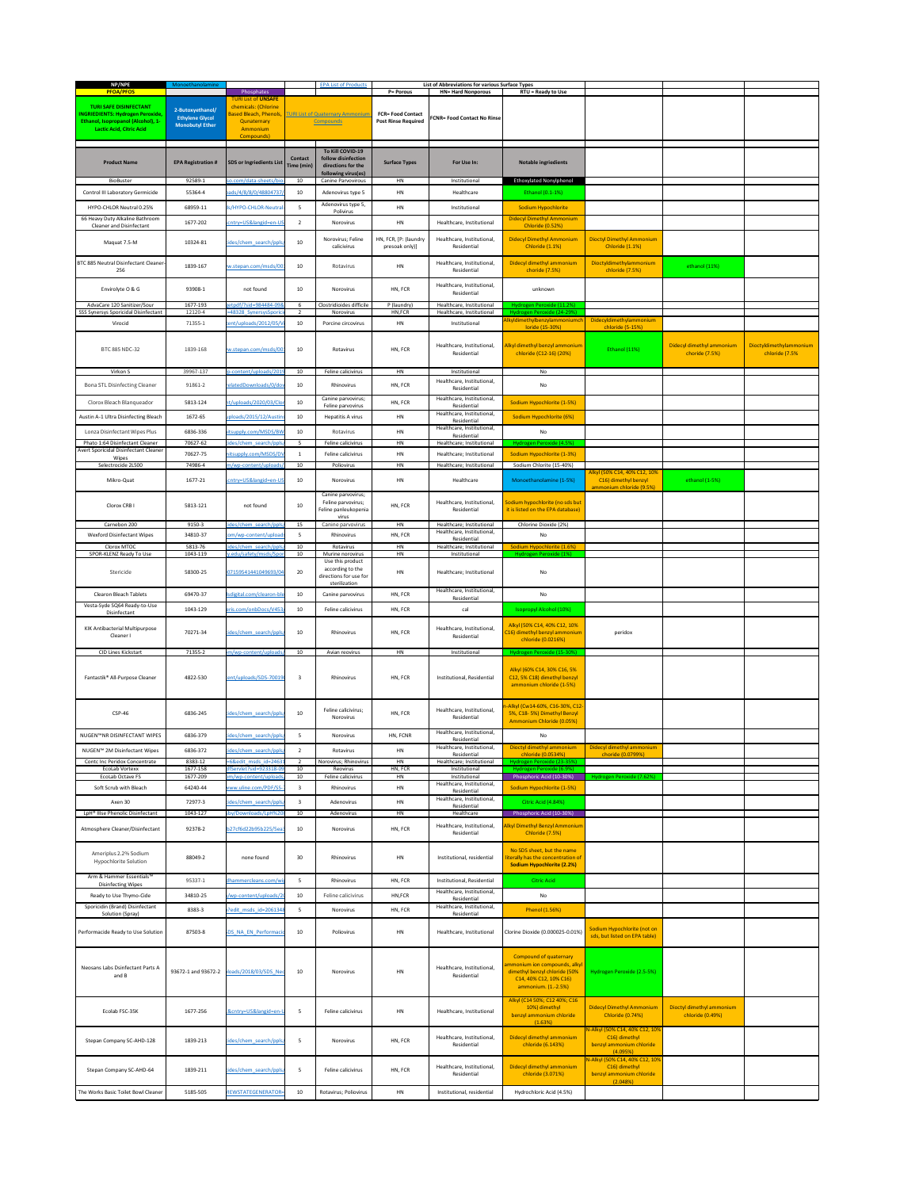| NP/NPE | Monoethanolamine | | | EPA List of Products | List of Abbreviations for various Surface Types | | | | | |
|---|---|---|---|---|---|---|---|---|---|---|
| PFOA/PFOS | | Phosphates | | | P= Porous | HN= Hard Nonporous | RTU = Ready to Use | | | |
| TURI SAFE DISINFECTANT INGRIEDIENTS: Hydrogen Peroxide, Ethanol, Isopropanol (Alcohol), 1-Lactic Acid, Citric Acid | 2-Butoxyethanol/ Ethylene Glycol Monobutyl Ether | TURI List of UNSAFE chemicals: (Chlorine Based Bleach, Phenols, Quaternary Ammonium Compounds) | | TURI List of Quaternary Ammonium Compounds | FCR= Food Contact Post Rinse Required | FCNR= Food Contact No Rinse | | | | |
| **Product Name** | **EPA Registration #** | **SDS or Ingriedients List** | **Contact Time (min)** | **To Kill COVID-19 follow disinfection directions for the following virus(es)** | **Surface Types** | **For Use In:** | **Notable ingriedients** | | | |
| BioBuster | 92589-1 | co.com/data-sheets/bio- | 10 | Canine Parvovirous | HN | Institutional | Ethoxylated Nonylphenol | | | |
| Control III Laboratory Germicide | 55364-4 | ads/4/8/8/0/48804737/ | 10 | Adenovirus type 5 | HN | Healthcare | Ethanol (0.1-1%) | | | |
| HYPO-CHLOR Neutral 0.25% | 68959-11 | ls/HYPO-CHLOR-Neutral- | 5 | Adenovirus type 5, Polivirus | HN | Institutional | Sodium Hypochlorite | | | |
| 66 Heavy Duty Alkaline Bathroom Cleaner and Disinfectant | 1677-202 | cntry=US&langid=en-US | 2 | Norovirus | HN | Healthcare, Institutional | Didecyl Dimethyl Ammonium Chloride (0.52%) | | | |
| Maquat 7.5-M | 10324-81 | ides/chem_search/ppls/ | 10 | Norovirus; Feline calicivirus | HN, FCR, [P: (laundry presoak only)] | Healthcare, Institutional, Residential | Didecyl Dimethyl Ammonium Chloride (1.1%) | Dioctyl Dimethyl Ammonium Chloride (1.1%) | | |
| BTC 885 Neutral Disinfectant Cleaner-256 | 1839-167 | w.stepan.com/msds/00 | 10 | Rotavirus | HN | Healthcare, Institutional, Residential | Didecyl dimethyl ammonium choride (7.5%) | Dioctyldimethylammonium chloride (7.5%) | ethanol (11%) | |
| Envirolyte O & G | 93908-1 | not found | 10 | Norovirus | HN, FCR | Healthcare, Institutional, Residential | unknown | | | |
| AdvaCare 120 Sanitizer/Sour | 1677-193 | getpdf/?sid=984484-09& | 6 | Clostridioides difficile | P (laundry) | Healthcare, Institutional | Hydrogen Peroxide (11.2%) | | | |
| SSS Synersys Sporicidal Disinfectant | 12120-4 | =48328_SynersysSporici | 2 | Norovirus | HN,FCR | Healthcare, Institutional | Hydrogen Peroxide (24-29%) | | | |
| Virocid | 71355-1 | ent/uploads/2012/05/V | 10 | Porcine circovirus | HN | Institutional | Alkyldimethylbenzylammoniumchloride (15-30%) | Didecyldimethylammonium chloride (5-15%) | | |
| BTC 885 NDC-32 | 1839-168 | w.stepan.com/msds/00 | 10 | Rotavirus | HN, FCR | Healthcare, Institutional, Residential | Alkyl dimethyl benzyl ammonium chloride (C12-16) (20%) | Ethanol (11%) | Didecyl dimethyl ammonium choride (7.5%) | Dioctyldimethylammonium chloride (7.5% |
| Virkon S | 39967-137 | p-content/uploads/2019 | 10 | Feline calicivirus | HN | Institutional | No | | | |
| Bona STL Disinfecting Cleaner | 91861-2 | elatedDownloads/0/dov | 10 | Rhinovirus | HN, FCR | Healthcare, Institutional, Residential | No | | | |
| Clorox Bleach Blanqueador | 5813-124 | nt/uploads/2020/03/Clo | 10 | Canine parvovirus; Feline parvovirus | HN, FCR | Healthcare, Institutional, Residential | Sodium Hypochlorite (1-5%) | | | |
| Austin A-1 Ultra Disinfecting Bleach | 1672-65 | uploads/2015/12/Austin | 10 | Hepatitis A virus | HN | Healthcare, Institutional, Residential | Sodium Hypochlorite (6%) | | | |
| Lonza Disinfectant Wipes Plus | 6836-336 | itsupply.com/MSDS/BW | 10 | Rotavirus | HN | Healthcare, Institutional, Residential | No | | | |
| Phato 1:64 Disinfectant Cleaner | 70627-62 | ides/chem_search/ppls/ | 5 | Feline calicivirus | HN | Healthcare; Institutional | Hydrogen Peroxide (4.5%) | | | |
| Avert Sporicidal Disinfectant Cleaner Wipes | 70627-75 | nitsupply.com/MSDS/DV | 1 | Feline calicivirus | HN | Healthcare; Institutional | Sodium Hypochlorite (1-3%) | | | |
| Selectrocide 2L500 | 74986-4 | m/wp-content/uploads/ | 10 | Poliovirus | HN | Healthcare; Institutional | Sodium Chlorite (15-40%) | | | |
| Mikro-Quat | 1677-21 | cntry=US&langid=en-US | 10 | Norovirus | HN | Healthcare | Monoethanolamine (1-5%) | Alkyl (50% C14, 40% C12, 10% C16) dimethyl benzyl ammonium chloride (9.5%) | ethanol (1-5%) | |
| Clorox CRB I | 5813-121 | not found | 10 | Canine parvovirus; Feline parvovirus; Feline panleukopenia virus | HN, FCR | Healthcare, Institutional, Residential | Sodium hypochlorite (no sds but it is listed on the EPA database) | | | |
| Carnebon 200 | 9150-3 | ides/chem_search/ppls/ | 15 | Canine parvovirus | HN | Healthcare; Institutional | Chlorine Dioxide (2%) | | | |
| Wexford Disinfectant Wipes | 34810-37 | om/wp-content/upload | 5 | Rhinovirus | HN, FCR | Healthcare, Institutional, Residential | No | | | |
| Clorox MTOC | 5813-76 | ides/chem_search/ppls/ | 10 | Rotavirus | HN | Healthcare; Institutional | Sodium Hypochlorite (1.6%) | | | |
| SPOR-KLENZ Ready To Use | 1043-119 | y.edu/safety/msds/Spor | 10 | Murine norovirus | HN | Institutional | Hydrogen Peroxide (1%) | | | |
| Stericide | 58300-25 | 07159541441049693/04 | 20 | Use this product according to the directions for use for sterilization | HN | Healthcare; Institutional | No | | | |
| Clearon Bleach Tablets | 69470-37 | lsdigital.com/clearon-ble | 10 | Canine parvovirus | HN, FCR | Healthcare, Institutional, Residential | No | | | |
| Vesta-Syde SQ64 Ready-to-Use Disinfectant | 1043-129 | eris.com/onbDocs/V453 | 10 | Feline calicivirus | HN, FCR | cal | Isopropyl Alcohol (10%) | | | |
| KIK Antibacterial Multipurpose Cleaner I | 70271-34 | ides/chem_search/ppls/ | 10 | Rhinovirus | HN, FCR | Healthcare, Institutional, Residential | Alkyl (50% C14, 40% C12, 10% C16) dimethyl benzyl ammonium chloride (0.0216%) | peridox | | |
| CID Lines Kickstart | 71355-2 | m/wp-content/uploads/ | 10 | Avian reovirus | HN | Institutional | Hydrogen Peroxide (15-30%) | | | |
| Fantastik® All-Purpose Cleaner | 4822-530 | ent/uploads/SDS-70019 | 3 | Rhinovirus | HN, FCR | Institutional, Residential | Alkyl (60% C14, 30% C16, 5% C12, 5% C18) dimethyl benzyl ammonium chloride (1-5%) | | | |
| CSP-46 | 6836-245 | ides/chem_search/ppls/ | 10 | Feline calicivirus; Norovirus | HN, FCR | Healthcare, Institutional, Residential | n-Alkyl (Cw14-60%, C16-30%, C12-5%, C18- 5%) Dimethyl Benzyl Ammonium Chloride (0.05%) | | | |
| NUGEN™NR DISINFECTANT WIPES | 6836-379 | ides/chem_search/ppls/ | 5 | Norovirus | HN, FCNR | Healthcare, Institutional, Residential | No | | | |
| NUGEN™ 2M Disinfectant Wipes | 6836-372 | ides/chem_search/ppls/ | 2 | Rotavirus | HN | Healthcare, Institutional, Residential | Dioctyl dimethyl ammonium chloride (0.0534%) | Didecyl dimethyl ammonium choride (0.0799%) | | |
| Contc Inc Peridox Concentrate | 8383-12 | =6&edit_msds_id=24631 | 2 | Norovirus; Rhinovirus | HN | Healthcare; Institutional | Hydrogen Peroxide (23-35%) | | | |
| EcoLab Vortexx | 1677-158 | dfServlet?sid=923318-09 | 10 | Reovirus | HN, FCR | Institutional | Hydrogen Peroxide (6.9%) | | | |
| EcoLab Octave FS | 1677-209 | m/wp-content/uploads/ | 10 | Feline calicivirus | HN | Institutional | Phosphoric Acid (10-30%) | Hydrogen Peroxide (7.62%) | | |
| Soft Scrub with Bleach | 64240-44 | www.uline.com/PDF/SS- | 3 | Rhinovirus | HN | Healthcare, Institutional, Residential | Sodium Hypochlorite (1-5%) | | | |
| Axen 30 | 72977-3 | ides/chem_search/ppls/ | 3 | Adenovirus | HN | Healthcare, Institutional, Residential | Citric Acid (4.84%) | | | |
| LpH® IIIse Phenolic Disinfectant | 1043-127 | dsy/Downloads/LpH%20 | 10 | Adenovirus | HN | Healthcare | Phosphoric Acid (10-30%) | | | |
| Atmosphere Cleaner/Disinfectant | 92378-2 | b27cf6d22b95b225/Sea: | 10 | Norovirus | HN, FCR | Healthcare, Institutional, Residential | Alkyl Dimethyl Benzyl Ammonium Chloride (7.5%) | | | |
| Ameriplus 2.2% Sodium Hypochlorite Solution | 88049-2 | none found | 30 | Rhinovirus | HN | Institutional, residential | No SDS sheet, but the name literally has the concentration of Sodium Hypochlorite (2.2%) | | | |
| Arm & Hammer Essentials™ Disinfecting Wipes | 95337-1 | dhammercleans.com/wp | 5 | Rhinovirus | HN, FCR | Institutional, Residential | Citric Acid | | | |
| Ready to Use Thymo-Cide | 34810-25 | /wp-content/uploads/2 | 10 | Feline calicivirus | HN,FCR | Healthcare, Institutional, Residential | No | | | |
| Sporicidin (Brand) Disinfectant Solution (Spray) | 8383-3 | ?edit_msds_id=2061348 | 5 | Norovirus | HN, FCR | Healthcare, Institutional, Residential | Phenol (1.56%) | | | |
| Performacide Ready to Use Solution | 87503-8 | DS_NA_EN_Performaci | 10 | Poliovirus | HN | Healthcare, Institutional | Clorine Dioxide (0.000025-0.01%) | Sodium Hypochlorite (not on sds, but listed on EPA table) | | |
| Neosans Labs Disinfectant Parts A and B | 93672-1 and 93672-2 | loads/2018/03/SDS_Neo | 10 | Norovirus | HN | Healthcare, Institutional, Residential | Compound of quaternary ammonium ion compounds, alkyl dimethyl benzyl chloride (50% C14, 40% C12, 10% C16) ammonium. (1.-2.5%) | Hydrogen Peroxide (2.5-5%) | | |
| Ecolab FSC-35K | 1677-256 | &cntry=US&langid=en-U | 5 | Feline calicivirus | HN | Healthcare, Institutional | Alkyl (C14 50%; C12 40%; C16 10%) dimethyl benzyl ammonium chloride (1.63%) | Didecyl Dimethyl Ammonium Chloride (0.74%) | Dioctyl dimethyl ammonium chloride (0.49%) | |
| Stepan Company SC-AHD-128 | 1839-213 | ides/chem_search/ppls/ | 5 | Norovirus | HN, FCR | Healthcare, Institutional, Residential | Didecyl dimethyl ammonium chloride (6.143%) | N-Alkyl (50% C14, 40% C12, 10% C16) dimethyl benzyl ammonium chloride (4.095%) | | |
| Stepan Company SC-AHD-64 | 1839-211 | ides/chem_search/ppls/ | 5 | Feline calicivirus | HN, FCR | Healthcare, Institutional, Residential | Didecyl dimethyl ammonium chloride (3.071%) | N-Alkyl (50% C14, 40% C12, 10% C16) dimethyl benzyl ammonium chloride (2.048%) | | |
| The Works Basic Toilet Bowl Cleaner | 5185-505 | IEWSTATEGENERATOR= | 10 | Rotavirus; Poliovirus | HN | Institutional, residential | Hydrochloric Acid (4.5%) | | | |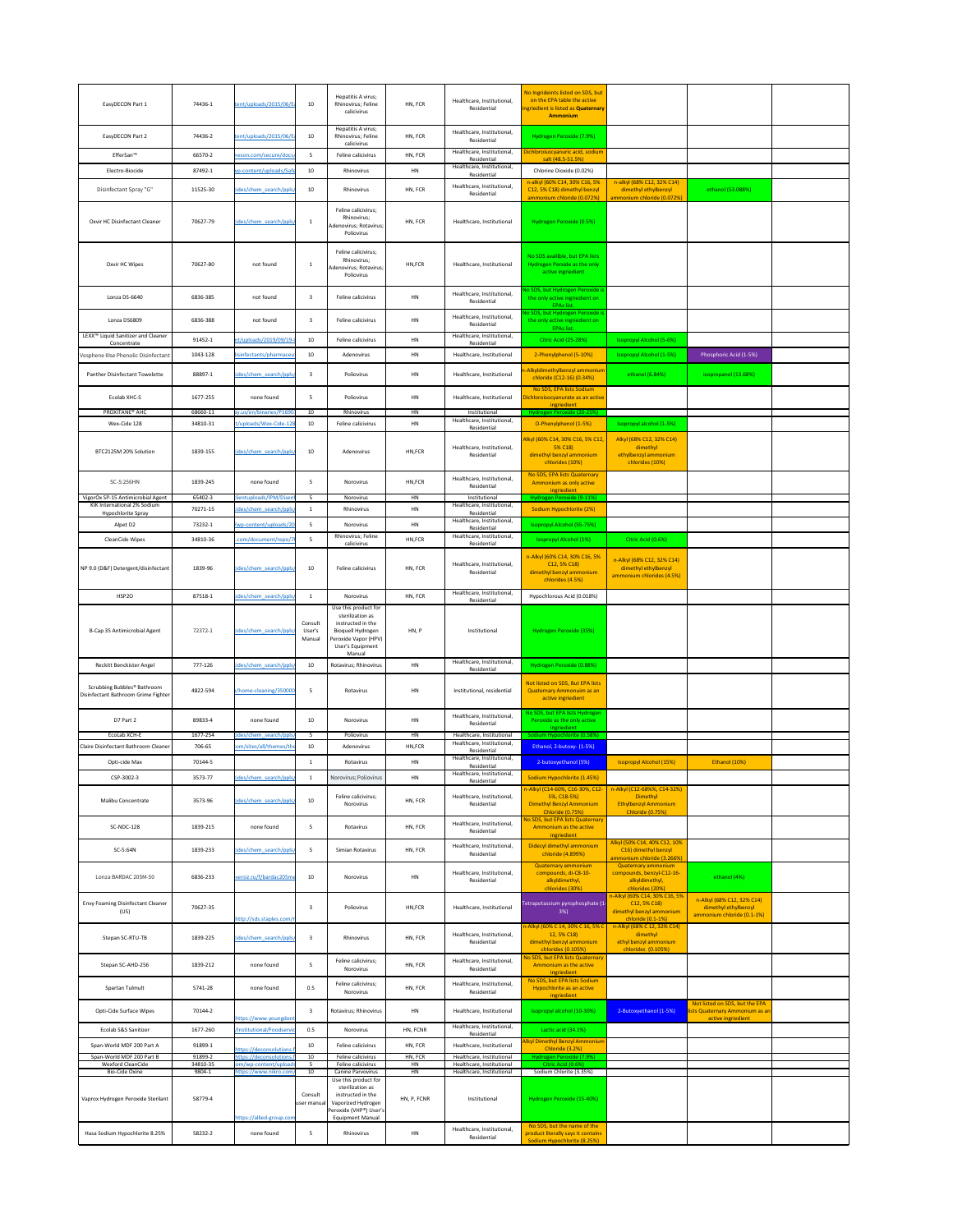| | | | | | | | | | | |
|---|---|---|---|---|---|---|---|---|---|---|
| EasyDECON Part 1 | 74436-1 | tent/uploads/2015/06/E | 10 | Hepatitis A virus; Rhinovirus; Feline calicivirus | HN, FCR | Healthcare, Institutional, Residential | No Ingridients listed on SDS, but on the EPA table the active ingriedient is listed as **Quaternary Ammonium** | | | |
| EasyDECON Part 2 | 74436-2 | tent/uploads/2015/06/E | 10 | Hepatitis A virus; Rhinovirus; Feline calicivirus | HN, FCR | Healthcare, Institutional, Residential | Hydrogen Peroxide (7.9%) | | | |
| EfferSan™ | 66570-2 | neson.com/secure/docu | 5 | Feline calicivirus | HN, FCR | Healthcare, Institutional, Residential | Dichloroisocyanuric acid, sodium salt (48.5-51.5%) | | | |
| Electro-Biocide | 87492-1 | wp-content/uploads/Saf | 10 | Rhinovirus | HN | Healthcare, Institutional, Residential | Chlorine Dioxide (0.02%) | | | |
| Disinfectant Spray "G" | 11525-30 | ides/chem_search/ppls/ | 10 | Rhinovirus | HN, FCR | Healthcare, Institutional, Residential | n-alkyl (60% C14, 30% C16, 5% C12, 5% C18) dimethyl benzyl ammonium chloride (0.072%) | n-alkyl (68% C12, 32% C14) dimethyl ethylbenzyl ammonium chloride (0.072%) | ethanol (53.088%) | |
| Oxvir HC Disinfectant Cleaner | 70627-79 | ides/chem_search/ppls/ | 1 | Feline calicivirus; Rhinovirus; Adenovirus; Rotavirus; Poliovirus | HN, FCR | Healthcare, Institutional | Hydrogen Peroxide (0.5%) | | | |
| Oxvir HC Wipes | 70627-80 | not found | 1 | Feline calicivirus; Rhinovirus; Adenovirus; Rotavirus; Poliovirus | HN,FCR | Healthcare, Institutional | No SDS availible, but EPA lists Hydrogen Peroxide as the only active ingriedient | | | |
| Lonza DS-6640 | 6836-385 | not found | 3 | Feline calicivirus | HN | Healthcare, Institutional, Residential | No SDS, but Hydrogen Peroxide is the only active ingriedient on EPAs list. | | | |
| Lonza DS6809 | 6836-388 | not found | 3 | Feline calicivirus | HN | Healthcare, Institutional, Residential | No SDS, but Hydrogen Peroxide is the only active ingriedient on EPAs list. | | | |
| LEXX™ Liquid Sanitizer and Cleaner Concentrate | 91452-1 | nt/uploads/2019/09/19-( | 10 | Feline calicivirus | HN | Healthcare, Institutional, Residential | Citric Acid (25-28%) | Isopropyl Alcohol (5-6%) | | |
| Vesphene IIse Phenolic Disinfectant | 1043-128 | isinfectants/pharmaceu | 10 | Adenovirus | HN | Healthcare, Institutional | 2-Phenylphenol (5-10%) | Isopropyl Alcohol (1-5%) | Phosphoric Acid (1-5%) | |
| Panther Disinfectant Towelette | 88897-1 | ides/chem_search/ppls/ | 3 | Poliovirus | HN | Healthcare, Institutional | n-Alkyldimethylbenzyl ammonium chloride (C12-16) (0.34%) | ethanol (6.84%) | isopropanol (13.68%) | |
| Ecolab XHC-S | 1677-255 | none found | 5 | Poliovirus | HN | Healthcare, Institutional | No SDS, EPA lists Sodium Dichloroisocyanurate as an active ingriedient | | | |
| PROXITANE® AHC | 68660-11 | y.us/en/binaries/P1690_ | 10 | Rhinovirus | HN | Institutional | Hydrogen Peroxide (20-25%) | | | |
| Wex-Cide 128 | 34810-31 | t/uploads/Wex-Cide-128 | 10 | Feline calicivirus | HN | Healthcare, Institutional, Residential | O-Phenylphenol (1-5%) | isopropyl alcohol (1-5%) | | |
| BTC2125M 20% Solution | 1839-155 | ides/chem_search/ppls/ | 10 | Adenovirus | HN,FCR | Healthcare, Institutional, Residential | Alkyl (60% C14, 30% C16, 5% C12, 5% C18) dimethyl benzyl ammonium chlorides (10%) | Alkyl (68% C12, 32% C14) dimethyl ethylbenzyl ammonium chlorides (10%) | | |
| SC-5:256HN | 1839-245 | none found | 5 | Norovirus | HN,FCR | Healthcare, Institutional, Residential | No SDS, EPA lists Quaternary Ammonium as only active ingriedient | | | |
| VigorOx SP-15 Antimicrobial Agent | 65402-3 | tlentuploads/PPM/Disen | 5 | Norovirus | HN | Institutional | Hydrogen Peroxide (9-11%) | | | |
| KIK International 2% Sodium Hypochlorite Spray | 70271-15 | ides/chem_search/ppls/ | 1 | Rhinovirus | HN | Healthcare, Institutional, Residential | Sodium Hypochlorite (2%) | | | |
| Alpet D2 | 73232-1 | /wp-content/uploads/20 | 5 | Norovirus | HN | Healthcare, Institutional, Residential | Isopropyl Alcohol (55-75%) | | | |
| CleanCide Wipes | 34810-36 | .com/document/repo/7 | 5 | Rhinovirus; Feline calicivirus | HN,FCR | Healthcare, Institutional, Residential | Isopropyl Alcohol (1%) | Citric Acid (0.6%) | | |
| NP 9.0 (D&F) Detergent/disinfectant | 1839-96 | ides/chem_search/ppls/ | 10 | Feline calicivirus | HN, FCR | Healthcare, Institutional, Residential | n-Alkyl (60% C14, 30% C16, 5% C12, 5% C18) dimethyl benzyl ammonium chlorides (4.5%) | n-Alkyl (68% C12, 32% C14) dimethyl ethylbenzyl ammonium chlorides (4.5%) | | |
| HSP2O | 87518-1 | ides/chem_search/ppls/ | 1 | Norovirus | HN, FCR | Healthcare, Institutional, Residential | Hypochlorous Acid (0.018%) | | | |
| B-Cap 35 Antimicrobial Agent | 72372-1 | ides/chem_search/ppls/ | Consult User's Manual | Use this product for sterilization as instructed in the Bioquell Hydrogen Peroxide Vapor (HPV) User's Equipment Manual | HN, P | Institutional | Hydrogen Peroxide (35%) | | | |
| Reckitt Benckiser Angel | 777-126 | ides/chem_search/ppls/ | 10 | Rotavirus; Rhinovirus | HN | Healthcare, Institutional, Residential | Hydrogen Peroxide (0.88%) | | | |
| Scrubbing Bubbles® Bathroom Disinfectant Bathroom Grime Fighter | 4822-594 | /home-cleaning/350000 | 5 | Rotavirus | HN | Institutional, residential | Not listed on SDS, But EPA lists Quaternary Ammonium as an active ingriedient | | | |
| D7 Part 2 | 89833-4 | none found | 10 | Norovirus | HN | Healthcare, Institutional, Residential | No SDS, but EPA lists Hydrogen Peroxide as the only active ingriedient | | | |
| Ecolab XCH-E | 1677-254 | ides/chem_search/ppls/ | 5 | Poliovirus | HN | Healthcare, Institutional | Sodium Hypochlorite (0.58%) | | | |
| Claire Disinfectant Bathroom Cleaner | 706-65 | om/sites/all/themes/th | 10 | Adenovirus | HN,FCR | Healthcare, Institutional, Residential | Ethanol, 2-butoxy- (1-5%) | | | |
| Opti-cide Max | 70144-5 | | 1 | Rotavirus | HN | Healthcare, Institutional, Residential | 2-butoxyethanol (5%) | Isopropyl Alcohol (15%) | Ethanol (10%) | |
| CSP-3002-3 | 3573-77 | ides/chem_search/ppls/ | 1 | Norovirus; Poliovirus | HN | Healthcare, Institutional, Residential | Sodium Hypochlorite (1.45%) | | | |
| Malibu Concentrate | 3573-96 | ides/chem_search/ppls/ | 10 | Feline calicivirus; Norovirus | HN, FCR | Healthcare, Institutional, Residential | n-Alkyl (C14-60%, C16-30%, C12-5%, C18-5%) Dimethyl Benzyl Ammonium Chloride (0.75%) | n-Alkyl (C12-68%, C14-32%) Dimethyl Ethylbenzyl Ammonium Chloride (0.75%) | | |
| SC-NDC-128 | 1839-215 | none found | 5 | Rotavirus | HN, FCR | Healthcare, Institutional, Residential | No SDS, but EPA lists Quaternary Ammonium as the active ingriedient | | | |
| SC-5:64N | 1839-233 | ides/chem_search/ppls/ | 5 | Simian Rotavirus | HN, FCR | Healthcare, Institutional, Residential | Didecyl dimethyl ammonium chloride (4.899%) | Alkyl (50% C14, 40% C12, 10% C16) dimethyl benzyl ammonium chloride (3.266%) | | |
| Lonza BARDAC 205M-50 | 6836-233 | versiz.ru/f/bardac205m | 10 | Norovirus | HN, FCR | Healthcare, Institutional, Residential | Quaternary ammonium compounds, di-C8-10-alkyldimethyl, chlorides (30%) | Quaternary ammonium compounds, benzyl-C12-16-alkyldimethyl, chlorides (20%) | ethanol (4%) | |
| Envy Foaming Disinfectant Cleaner (US) | 70627-35 | http://sds.staples.com/ | 3 | Poliovirus | HN,FCR | Healthcare, Institutional | Tetrapotassium pyrophosphate (1-3%) | n-Alkyl (60% C14, 30% C16, 5% C12, 5% C18) dimethyl benzyl ammonium chloride (0.1-1%) | n-Alkyl (68% C12, 32% C14) dimethyl ethylbenzyl ammonium chloride (0.1-1%) | |
| Stepan SC-RTU-TB | 1839-225 | ides/chem_search/ppls/ | 3 | Rhinovirus | HN, FCR | Healthcare, Institutional, Residential | n-Alkyl (60% C 14, 30% C 16, 5% C 12, 5% C18) dimethyl benzyl ammonium chlorides (0.105%) | n-Alkyl (68% C 12, 32% C14) dimethyl ethyl benzyl ammonium chlorides (0.105%) | | |
| Stepan SC-AHD-256 | 1839-212 | none found | 5 | Feline calicivirus; Norovirus | HN, FCR | Healthcare, Institutional, Residential | No SDS, but EPA lists Quaternary Ammonium as the active ingriedient | | | |
| Spartan Tulmult | 5741-28 | none found | 0.5 | Feline calicivirus; Norovirus | HN, FCR | Healthcare, Institutional, Residential | No SDS, but EPA lists Sodium Hypochlorite as an active ingriedient | | | |
| Opti-Cide Surface Wipes | 70144-2 | https://www.youngdent | 3 | Rotavirus; Rhinovirus | HN | Healthcare, Institutional | isopropyl alcohol (10-30%) | 2-Butoxyethanol (1-5%) | Not listed on SDS, but the EPA lists Quaternary Ammonium as an active ingriedient | |
| Ecolab S&S Sanitizer | 1677-260 | /Institutional/Foodservic | 0.5 | Norovirus | HN, FCNR | Healthcare, Institutional, Residential | Lactic acid (34.1%) | | | |
| Span-World MDF 200 Part A | 91899-1 | https://deconsolutions.f | 10 | Feline calicivirus | HN, FCR | Healthcare, Institutional | Alkyl Dimethyl Benzyl Ammonium Chloride (3.2%) | | | |
| Span-World MDF 200 Part B | 91899-2 | https://deconsolutions.f | 10 | Feline calicivirus | HN, FCR | Healthcare, Institutional | Hydrogen Peroxide (7.9%) | | | |
| Wexford CleanCide | 34810-35 | om/wp-content/upload | 5 | Feline calicivirus | HN | Healthcare, Institutional | Citric Acid (0.6%) | | | |
| Bio-Cide Oxine | 9804-1 | https://www.mikro.com/ | 10 | Canine Parvovirus | HN | Healthcare, Institutional | Sodium Chlorite (3.35%) | | | |
| Vaprox Hydrogen Peroxide Sterilant | 58779-4 | https://allied-group.com | Consult user manual | Use this product for sterilization as instructed in the Vaporized Hydrogen Peroxide (VHP®) User's Equipment Manual | HN, P, FCNR | Institutional | Hydrogen Peroxide (15-40%) | | | |
| Hasa Sodium Hypochlorite 8.25% | 58232-2 | none found | 5 | Rhinovirus | HN | Healthcare, Institutional, Residential | No SDS, but the name of the product literally says it contains Sodium Hypochlorite (8.25%) | | | |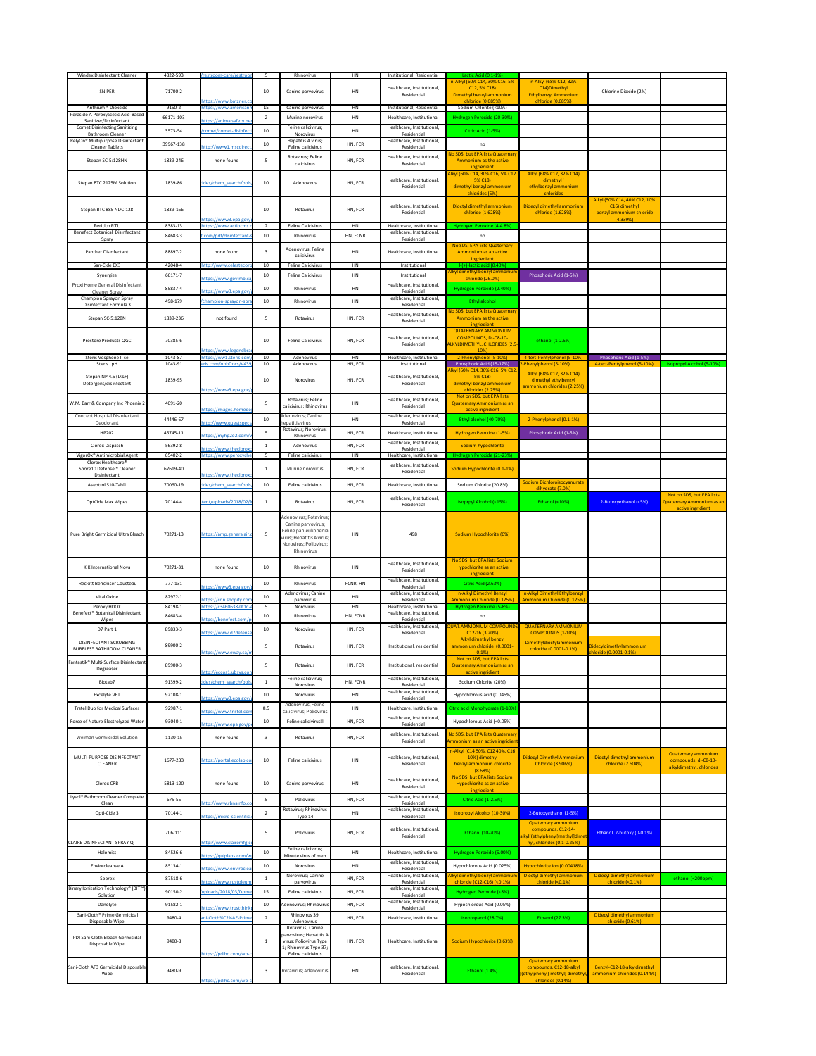| Windex Disinfectant Cleaner | 4822-593 | restroom-care/restroor | 5 | Rhinovirus | HN | Institutional, Residential | Lactic Acid (0.1-1%) | | | |
|---|---|---|---|---|---|---|---|---|---|---|
| SNiPER | 71700-2 | https://www.batzner.co | 10 | Canine parvovirus | HN | Healthcare, Institutional, Residential | n-Alkyl (60% C14, 30% C16, 5% C12, 5% C18) Dimethyl benzyl ammonium chloride (0.085%) | n-Alkyl (68% C12, 32% C14)Dimethyl Ethylbenzyl Ammonium chloride (0.085%) | Chlorine Dioxide (2%) | |
| Anthium™ Dioxcide | 9150-2 | https://www.americanb | 15 | Canine parvovirus | HN | Institutional, Residential | Sodium Chlorite (<10%) | | | |
| Peraside A Peroxyacetic Acid-Based Sanitizer/Disinfectant | 66171-103 | https://animalsafety.ne | 2 | Murine norovirus | HN | Healthcare, Institutional | Hydrogen Peroxide (20-30%) | | | |
| Comet Disinfecting Sanitizing Bathroom Cleaner | 3573-54 | /comet/comet-disinfect | 10 | Feline calicivirus; Norovirus | HN | Healthcare, Institutional, Residential | Citric Acid (1-5%) | | | |
| RelyOn® Multipurpose Disinfectant Cleaner Tablets | 39967-138 | http://www1.mscdirect | 10 | Hepatitis A virus; Feline calicivirus | HN, FCR | Healthcare, Institutional, Residential | no | | | |
| Stepan SC-5:128HN | 1839-246 | none found | 5 | Rotavirus; Feline calicivirus | HN, FCR | Healthcare, Institutional, Residential | No SDS, but EPA lists Quaternary Ammonium as the active ingriedient | | | |
| Stepan BTC 2125M Solution | 1839-86 | ides/chem_search/ppls | 10 | Adenovirus | HN, FCR | Healthcare, Institutional, Residential | Alkyl (60% C14, 30% C16, 5% C12, 5% C18) dimethyl benzyl ammonium chlorides (5%) | Alkyl (68% C12, 32% C14) dimethyl ethylbenzyl ammonium chlorides | | |
| Stepan BTC 885 NDC-128 | 1839-166 | https://www3.epa.gov/ | 10 | Rotavirus | HN, FCR | Healthcare, Institutional, Residential | Dioctyl dimethyl ammonium chloride (1.628%) | Didecyl dimethyl ammonium chloride (1.628%) | Alkyl (50% C14, 40% C12, 10% C16) dimethyl benzyl ammonium chloride (4.339%) | |
| PeridoxRTU | 8383-13 | https://www.actiocms.c | 2 | Feline Calicivirus | HN | Healthcare, Institutional | Hydrogen Peroxide (4-4.8%) | | | |
| Benefect Botanical Disinfectant Spray | 84683-3 | .com/pdf/disinfectant- | 10 | Rhinovirus | HN, FCNR | Healthcare, Institutional, Residential | no | | | |
| Panther Disinfectant | 88897-2 | none found | 3 | Adenovirus; Feline calicivirus | HN | Healthcare, Institutional | No SDS, EPA lists Quaternary Ammonium as an active ingriedient | | | |
| San-Cide EX3 | 42048-4 | http://www.celestecorp | 10 | Feline Calicivirus | HN | Institutional | L-(+) lactic acid (0.40%) | | | |
| Synergize | 66171-7 | https://www.gov.mb.ca | 10 | Feline Calicivirus | HN | Institutional | Alkyl dimethyl benzyl ammonium chloride (26.0%) | Phosphoric Acid (1-5%) | | |
| Proxi Home General Disinfectant Cleaner Spray | 85837-4 | https://www3.epa.gov/ | 10 | Rhinovirus | HN | Healthcare, Institutional, Residential | Hydrogen Peroxide (2.40%) | | | |
| Champion Sprayon Spray Disinfectant Formula 3 | 498-179 | /champion-sprayon-spra | 10 | Rhinovirus | HN | Healthcare, Institutional, Residential | Ethyl alcohol | | | |
| Stepan SC-5:128N | 1839-236 | not found | 5 | Rotavirus | HN, FCR | Healthcare, Institutional, Residential | No SDS, but EPA lists Quaternary Ammonium as the active ingriedient | | | |
| Prostore Products QGC | 70385-6 | https://www.legendbra | 10 | Feline Calicivirus | HN, FCR | Healthcare, Institutional, Residential | QUATERNARY AMMONIUM COMPOUNDS, DI-C8-10-ALKYLDIMETHYL, CHLORIDES (2.5-10%) | ethanol (1-2.5%) | | |
| Steris Vesphene II se | 1043-87 | https://ww1.steris.com/ | 10 | Adenovirus | HN | Healthcare, Institutional | 2-Phenylphenol (5-10%) | 4-tert-Pentylphenol (5-10%) | Phosphoric Acid (1-5%) | |
| Steris LpH | 1043-91 | eris.com/onbDocs/V4 | 10 | Adenovirus | HN, FCR | Institutional | Phosphoric Acid (15-17%) | 2-Phenylphenol (5-10%) | 4-tert-Pentylphenol (5-10%) | Isopropyl Alcohol (5-10%) |
| Stepan NP 4.5 (D&F) Detergent/disinfectant | 1839-95 | https://www3.epa.gov/ | 10 | Norovirus | HN, FCR | Healthcare, Institutional, Residential | Alkyl (60% C14, 30% C16, 5% C12, 5% C18) dimethyl benzyl ammonium chlorides (2.25%) | Alkyl (68% C12, 32% C14) dimethyl ethylbenzyl ammonium chlorides (2.25%) | | |
| W.M. Barr & Company Inc Phoenix 2 | 4091-20 | https://images.homede | 5 | Rotavirus; Feline calicivirus; Rhinovirus | HN | Healthcare, Institutional, Residential | Not on SDS, but EPA lists Quaternary Ammonium as an active ingriedient | | | |
| Concept Hospital Disinfectant Deodorant | 44446-67 | http://www.questspeci | 10 | Adenovirus; Canine hepatitis virus | HN | Healthcare, Institutional | Ethyl alcohol (40-70%) | 2-Phenylphenol (0.1-1%) | | |
| HP202 | 45745-11 | https://myhp2o2.com/ | 5 | Rotavirus; Norovirus; Rhinovirus | HN, FCR | Healthcare, Institutional | Hydrogen Peroxide (1-5%) | Phosphoric Acid (1-5%) | | |
| Clorox Dispatch | 56392-8 | https://www.thecloroxc | 1 | Adenovirus | HN, FCR | Healthcare, Institutional, Residential | Sodium hypochlorite | | | |
| VigorOx® Antimicrobial Agent | 65402-2 | https://www.peroxyche | 5 | Feline calicivirus | HN | Healthcare, Institutional | Hydrogen Peroxide (21-23%) | | | |
| Clorox Healthcare® Spore10 Defense™ Cleaner Disinfectant | 67619-40 | https://www.thecloroxc | 1 | Murine norovirus | HN, FCR | Healthcare, Institutional, Residential | Sodium Hypochlorite (0.1-1%) | | | |
| Aseptrol S10-Tab!! | 70060-19 | ides/chem_search/ppls | 10 | Feline calicivirus | HN, FCR | Healthcare, Institutional | Sodium Chlorite (20.8%) | Sodium Dichloroisocyanurate dihydrate (7.0%) | | |
| OptCide Max Wipes | 70144-4 | tent/uploads/2018/02/ | 1 | Rotavirus | HN, FCR | Healthcare, Institutional, Residential | Isopropyl Alcohol (<15%) | Ethanol (<10%) | 2-Butoxyethanol (<5%) | Not on SDS, but EPA lists Quaternary Ammonium as an active ingridient |
| Pure Bright Germicidal Ultra Bleach | 70271-13 | https://amp.generalair. | 5 | Adenovirus; Rotavirus; Canine parvovirus; Feline panleukopenia virus; Hepatitis A virus; Norovirus; Poliovirus; Rhinovirus | HN | 498 | Sodium Hypochlorite (6%) | | | |
| KIK International Nova | 70271-31 | none found | 10 | Rhinovirus | HN | Healthcare, Institutional, Residential | No SDS, but EPA lists Sodium Hypochlorite as an active ingriedient | | | |
| Reckitt Benckiser Cousteau | 777-131 | https://www3.epa.gov/ | 10 | Rhinovirus | FCNR, HN | Healthcare, Institutional, Residential | Citric Acid (2.63%) | | | |
| Vital Oxide | 82972-1 | https://cdn.shopify.com | 10 | Adenovirus; Canine parvovirus | HN | Healthcare, Institutional, Residential | n-Alkyl Dimethyl Benzyl Ammonium Chloride (0.125%) | n-Alkyl Dimethyl Ethylbenzyl Ammonium Chloride (0.125%) | | |
| Peroxy HDQX | 84198-1 | https://c3460638-0f1d- | 5 | Norovirus | HN | Healthcare, Institutional | Hydrogen Peroxide (5-8%) | | | |
| Benefect® Botanical Disinfectant Wipes | 84683-4 | https://benefect.com/p | 10 | Rhinovirus | HN, FCNR | Healthcare, Institutional, Residential | no | | | |
| D7 Part 1 | 89833-3 | https://www.d7defense | 10 | Norovirus | HN, FCR | Healthcare, Institutional, Residential | QUAT.AMMONIUM COMPOUNDS C12-16 (3.20%) | QUATERNARY AMMONIUM COMPOUNDS (1-10%) | | |
| DISINFECTANT SCRUBBING BUBBLES® BATHROOM CLEANER | 89900-2 | https://www.eway.ca/n | 5 | Rotavirus | HN, FCR | Institutional, residential | Alkyl dimethyl benzyl ammonium chloride (0.0001-0.1%) | Dimethyldioctylammonium chloride (0.0001-0.1%) | Didecyldimethylammonium chloride (0.0001-0.1%) | |
| Fantastik® Multi-Surface Disinfectant Degreaser | 89900-3 | http://eccos1.ubsys.com | 5 | Rotavirus | HN, FCR | Institutional, residential | Not on SDS, but EPA lists Quaternary Ammonium as an active ingridient | | | |
| Biotab7 | 91399-2 | ides/chem_search/ppls | 1 | Feline calicivirus; Norovirus | HN, FCNR | Healthcare, Institutional, Residential | Sodium Chlorite (20%) | | | |
| Excelyte VET | 92108-1 | https://www3.epa.gov/ | 10 | Norovirus | HN | Healthcare, Institutional, Residential | Hypochlorous acid (0.046%) | | | |
| Tristel Duo for Medical Surfaces | 92987-1 | https://www.tristel.com | 0.5 | Adenovirus; Feline calicivirus; Poliovirus | HN | Healthcare, Institutional | Citric acid Monohydrate (1-10%) | | | |
| Force of Nature Electrolyzed Water | 93040-1 | https://www.epa.gov/p | 10 | Feline calicivirus!! | HN, FCR | Healthcare, Institutional, Residential | Hypochlorous Acid (<0.05%) | | | |
| Weiman Germicidal Solution | 1130-15 | none found | 3 | Rotavirus | HN, FCR | Healthcare, Institutional, Residential | No SDS, but EPA lists Quaternary Ammonium as an active ingridient | | | |
| MULTI-PURPOSE DISINFECTANT CLEANER | 1677-233 | https://portal.ecolab.co | 10 | Feline calicivirus | HN | Healthcare, Institutional, Residential | n-Alkyl (C14 50%, C12 40%, C16 10%) dimethyl benzyl ammonium chloride (8.68%) | Didecyl Dimethyl Ammonium Chloride (3.906%) | Dioctyl dimethyl ammonium chloride (2.604%) | Quaternary ammonium compounds, di-C8-10-alkyldimethyl, chlorides |
| Clorox CR8 | 5813-120 | none found | 10 | Canine parvovirus | HN | Healthcare, Institutional, Residential | No SDS, but EPA lists Sodium Hypochlorite as an active ingriedient | | | |
| Lysol® Bathroom Cleaner Complete Clean | 675-55 | http://www.rbnainfo.co | 5 | Poliovirus | HN, FCR | Healthcare, Institutional, Residential | Citric Acid (1-2.5%) | | | |
| Opti-Cide 3 | 70144-1 | https://micro-scientific. | 2 | Rotavirus; Rhinovirus Type 14 | HN | Healthcare, Institutional, Residential | Isopropyl Alcohol (10-30%) | 2-Butoxyethanol (1-5%) | | |
| CLAIRE DISINFECTANT SPRAY Q | 706-111 | http://www.clairemfg.c | 5 | Poliovirus | HN, FCR | Healthcare, Institutional, Residential | Ethanol (10-20%) | Quaternary ammonium compounds, C12-14-alkyl[(ethylphenyl)methyl]dimethyl, chlorides (0.1-0.25%) | Ethanol, 2-butoxy (0-0.1%) | |
| Halomist | 84526-6 | https://quiplabs.com/w | 10 | Feline calicivirus; Minute virus of men | HN | Healthcare, Institutional | Hydrogen Peroxide (5.00%) | | | |
| Enviorcleanse A | 85134-1 | https://www.enviroclea | 10 | Norovirus | HN | Healthcare, Institutional, Residential | Hypochlorous Acid (0.025%) | Hypochlorite Ion (0.00418%) | | |
| Sporex | 87518-6 | https://www.rustoleum | 1 | Norovirus; Canine parvovirus | HN, FCR | Healthcare, Institutional, Residential | Alkyl dimethyl benzyl ammonium chloride (C12-C16) (<0.1%) | Dioctyl dimethyl ammonium chloride (<0.1%) | Didecyl dimethyl ammonium chloride (<0.1%) | ethanol (<200ppm) |
| Binary Ionization Technology® (BIT™) Solution | 90150-2 | uploads/2018/03/Dome | 15 | Feline calicivirus | HN, FCR | Healthcare, Institutional, Residential | Hydrogen Peroxide (<8%) | | | |
| Danolyte | 91582-1 | https://www.trustthink | 10 | Adenovirus; Rhinovirus | HN, FCR | Healthcare, Institutional, Residential | Hypochlorous Acid (0.05%) | | | |
| Sani-Cloth® Prime Germicidal Disposable Wipe | 9480-4 | ani-Cloth%C2%AE-Prime | 2 | Rhinovirus 39; Adenovirus | HN, FCR | Healthcare, Institutional | Isopropanol (28.7%) | Ethanol (27.3%) | Didecyl dimethyl ammonium chloride (0.61%) | |
| PDI Sani-Cloth Bleach Germicidal Disposable Wipe | 9480-8 | https://pdihc.com/wp-c | 1 | Rotavirus; Canine parvovirus; Hepatitis A virus; Poliovirus Type 1; Rhinovirus Type 37; Feline calicivirus | HN, FCR | Healthcare, Institutional | Sodium Hypochlorite (0.63%) | | | |
| Sani-Cloth AF3 Germicidal Disposable Wipe | 9480-9 | https://pdihc.com/wp-c | 3 | Rotavirus; Adenovirus | HN | Healthcare, Institutional, Residential | Ethanol (1.4%) | Quaternary ammonium compounds, C12-18-alkyl [(ethylphenyl) methyl] dimethyl, chlorides (0.14%) | Benzyl-C12-18-alkyldimethyl ammonium chlorides (0.144%) | |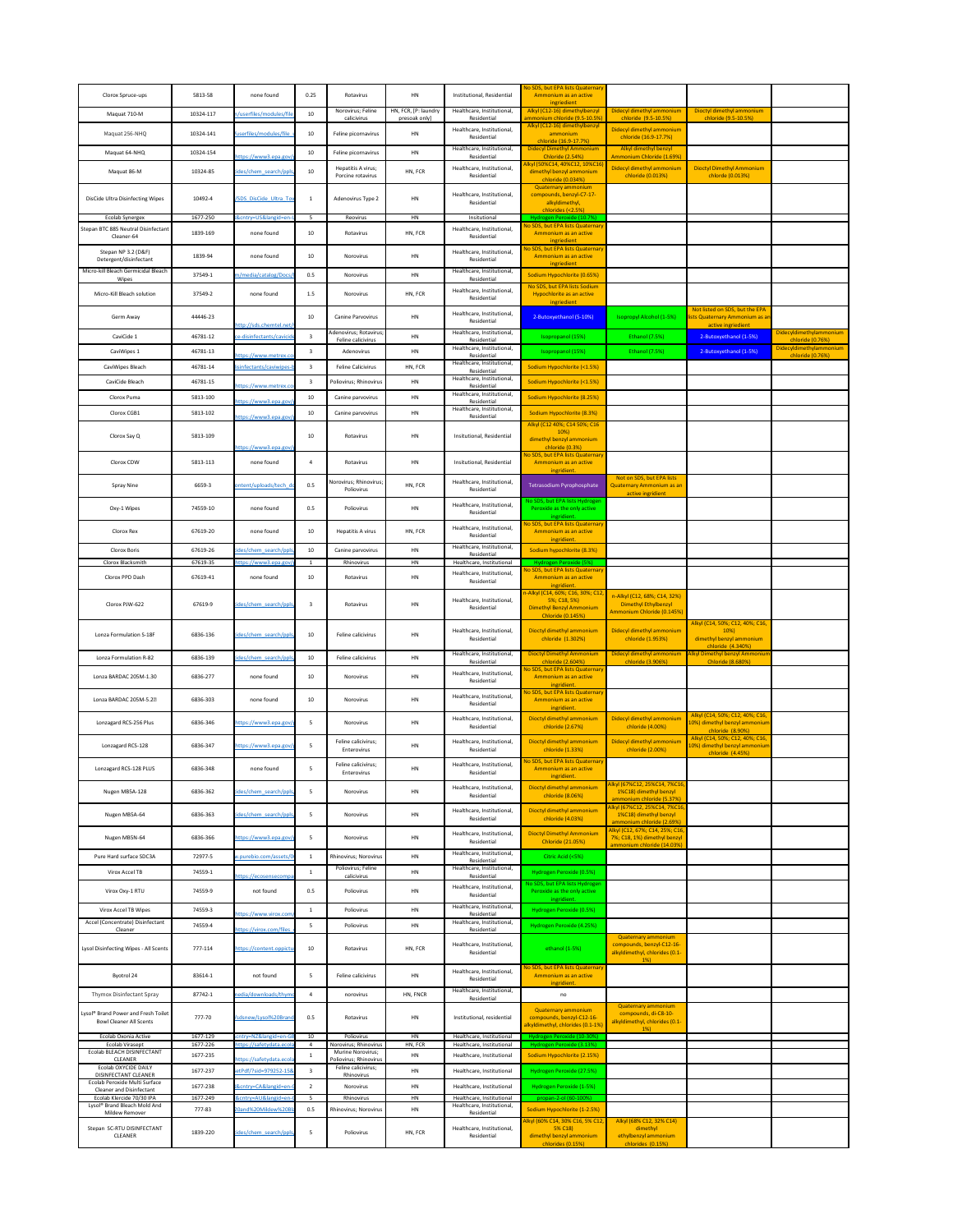| | | | | | | | | | | |
|---|---|---|---|---|---|---|---|---|---|---|
| Clorox Spruce-ups | 5813-58 | none found | 0.25 | Rotavirus | HN | Institutional, Residential | No SDS, but EPA lists Quaternary Ammonium as an active ingredient | | | |
| Maquat 710-M | 10324-117 | n/userfiles/modules/file | 10 | Norovirus; Feline calicivirus | HN, FCR, [P: laundry presoak only] | Healthcare, Institutional, Residential | Alkyl (C12-16) dimethylbenzyl ammonium chloride (9.5-10.5%) | Didecyl dimethyl ammonium chloride (9.5-10.5%) | Dioctyl dimethyl ammonium chloride (9.5-10.5%) | |
| Maquat 256-NHQ | 10324-141 | /userfiles/modules/file | 10 | Feline picornavirus | HN | Healthcare, Institutional, Residential | Alkyl (C12-16) dimethylbenzyl ammonium chloride (16.9-17.7%) | Didecyl dimethyl ammonium chloride (16.9-17.7%) | | |
| Maquat 64-NHQ | 10324-154 | https://www3.epa.gov/ | 10 | Feline picornavirus | HN | Healthcare, Institutional, Residential | Didecyl Dimethyl Ammonium Chloride (2.54%) | Alkyl dimethyl benzyl Ammonium Chloride (1.69%) | | |
| Maquat 86-M | 10324-85 | ides/chem_search/ppls | 10 | Hepatitis A virus; Porcine rotavirus | HN, FCR | Healthcare, Institutional, Residential | Alkyl (50%C14, 40%C12, 10%C16) dimethyl benzyl ammonium chloride (0.034%) | Didecyl dimethyl ammonium chloride (0.013%) | Dioctyl Dimethyl Ammonium chlorde (0.013%) | |
| DisCide Ultra Disinfecting Wipes | 10492-4 | /SDS_DisCide_Ultra_Tow | 1 | Adenovirus Type 2 | HN | Healthcare, Institutional, Residential | Quaternary ammonium compounds, benzyl-C7-17-alkyldimethyl, chlorides (<2.5%) | | | |
| Ecolab Synergex | 1677-250 | &cntry=US&langid=en-U | 5 | Reovirus | HN | Insitutional | Hydrogen Peroxide (10.7%) | | | |
| Stepan BTC 885 Neutral Disinfectant Cleaner-64 | 1839-169 | none found | 10 | Rotavirus | HN, FCR | Healthcare, Institutional, Residential | No SDS, but EPA lists Quaternary Ammonium as an active ingredient | | | |
| Stepan NP 3.2 (D&F) Detergent/disinfectant | 1839-94 | none found | 10 | Norovirus | HN | Healthcare, Institutional, Residential | No SDS, but EPA lists Quaternary Ammonium as an active ingredient | | | |
| Micro-Kill Bleach Germicidal Bleach Wipes | 37549-1 | m/media/catalog/Docs/ | 0.5 | Norovirus | HN | Healthcare, Institutional, Residential | Sodium Hypochlorite (0.65%) | | | |
| Micro-Kill Bleach solution | 37549-2 | none found | 1.5 | Norovirus | HN, FCR | Healthcare, Institutional, Residential | No SDS, but EPA lists Sodium Hypochlorite as an active ingredient | | | |
| Germ Away | 44446-23 | http://sds.chemtel.net/ | 10 | Canine Parvovirus | HN | Healthcare, Institutional, Residential | 2-Butoxyethanol (5-10%) | Isopropyl Alcohol (1-5%) | Not listed on SDS, but the EPA lists Quaternary Ammonium as an active ingredient | |
| CaviCide 1 | 46781-12 | ce-disinfectants/cavicide | 3 | Adenovirus; Rotavirus; Feline calicivirus | HN | Healthcare, Institutional, Residential | Isopropanol (15%) | Ethanol (7.5%) | 2-Butoxyethanol (1-5%) | Didecyldimethylammonium chloride (0.76%) |
| CaviWipes 1 | 46781-13 | https://www.metrex.co | 3 | Adenovirus | HN | Healthcare, Institutional, Residential | Isopropanol (15%) | Ethanol (7.5%) | 2-Butoxyethanol (1-5%) | Didecyldimethylammonium chloride (0.76%) |
| CaviWipes Bleach | 46781-14 | isinfectants/caviwipes-b | 3 | Feline Calicivirus | HN, FCR | Healthcare, Institutional, Residential | Sodium Hypochlorite (<1.5%) | | | |
| CaviCide Bleach | 46781-15 | https://www.metrex.co | 3 | Poliovirus; Rhinovirus | HN | Healthcare, Institutional, Residential | Sodium Hypochlorite (<1.5%) | | | |
| Clorox Puma | 5813-100 | https://www3.epa.gov/ | 10 | Canine parvovirus | HN | Healthcare, Institutional, Residential | Sodium Hypochlorite (8.25%) | | | |
| Clorox CGB1 | 5813-102 | https://www3.epa.gov/ | 10 | Canine parvovirus | HN | Healthcare, Institutional, Residential | Sodium Hypochlorite (8.3%) | | | |
| Clorox Say Q | 5813-109 | https://www3.epa.gov/ | 10 | Rotavirus | HN | Institutional, Residential | Alkyl (C12 40%; C14 50%; C16 10%) dimethyl benzyl ammonium chloride (0.3%) | | | |
| Clorox CDW | 5813-113 | none found | 4 | Rotavirus | HN | Institutional, Residential | No SDS, but EPA lists Quaternary Ammonium as an active ingridient. | | | |
| Spray Nine | 6659-3 | ontent/uploads/tech_da | 0.5 | Norovirus; Rhinovirus; Poliovirus | HN, FCR | Healthcare, Institutional, Residential | Tetrasodium Pyrophosphate | Not on SDS, but EPA lists Quaternary Ammonium as an active ingridient | | |
| Oxy-1 Wipes | 74559-10 | none found | 0.5 | Poliovirus | HN | Healthcare, Institutional, Residential | No SDS, but EPA lists Hydrogen Peroxide as the only active ingridient. | | | |
| Clorox Rex | 67619-20 | none found | 10 | Hepatitis A virus | HN, FCR | Healthcare, Institutional, Residential | No SDS, but EPA lists Quaternary Ammonium as an active ingridient. | | | |
| Clorox Boris | 67619-26 | ides/chem_search/ppls | 10 | Canine parvovirus | HN | Healthcare, Institutional, Residential | Sodium hypochlorite (8.3%) | | | |
| Clorox Blacksmith | 67619-35 | https://www3.epa.gov/ | 1 | Rhinovirus | HN | Healthcare, Institutional | Hydrogen Peroxide (5%) | | | |
| Clorox PPD Dash | 67619-41 | none found | 10 | Rotavirus | HN | Healthcare, Institutional, Residential | No SDS, but EPA lists Quaternary Ammonium as an active ingridient. | | | |
| Clorox PJW-622 | 67619-9 | ides/chem_search/ppls | 3 | Rotavirus | HN | Healthcare, Institutional, Residential | n-Alkyl (C14, 60%; C16, 30%; C12, 5%; C18, 5%) Dimethyl Benzyl Ammonium Chloride (0.145%) | n-Alkyl (C12, 68%; C14, 32%) Dimethyl Ethylbenzyl Ammonium Chloride (0.145%) | | |
| Lonza Formulation S-18F | 6836-136 | ides/chem_search/ppls | 10 | Feline calicivirus | HN | Healthcare, Institutional, Residential | Dioctyl dimethyl ammonium chloride (1.302%) | Didecyl dimethyl ammonium chloride (1.953%) | Alkyl (C14, 50%; C12, 40%; C16, 10%) dimethyl benzyl ammonium chloride (4.340%) | |
| Lonza Formulation R-82 | 6836-139 | ides/chem_search/ppls | 10 | Feline calicivirus | HN | Healthcare, Institutional, Residential | Dioctyl Dimethyl Ammonium chloride (2.604%) | Didecyl dimethyl ammonium chloride (3.906%) | Alkyl Dimethyl benzyl Ammonium Chloride (8.680%) | |
| Lonza BARDAC 205M-1.30 | 6836-277 | none found | 10 | Norovirus | HN | Healthcare, Institutional, Residential | No SDS, but EPA lists Quaternary Ammonium as an active ingridient. | | | |
| Lonza BARDAC 205M-5.2⦸ | 6836-303 | none found | 10 | Norovirus | HN | Healthcare, Institutional, Residential | No SDS, but EPA lists Quaternary Ammonium as an active ingridient. | | | |
| Lonzagard RCS-256 Plus | 6836-346 | https://www3.epa.gov/ | 5 | Norovirus | HN | Healthcare, Institutional, Residential | Dioctyl dimethyl ammonium chloride (2.67%) | Didecyl dimethyl ammonium chloride (4.00%) | Alkyl (C14, 50%; C12, 40%; C16, 10%) dimethyl benzyl ammonium chloride (8.90%) | |
| Lonzagard RCS-128 | 6836-347 | https://www3.epa.gov/ | 5 | Feline calicivirus; Enterovirus | HN | Healthcare, Institutional, Residential | Dioctyl dimethyl ammonium chloride (1.33%) | Didecyl dimethyl ammonium chloride (2.00%) | Alkyl (C14, 50%; C12, 40%; C16, 10%) dimethyl benzyl ammonium chloride (4.45%) | |
| Lonzagard RCS-128 PLUS | 6836-348 | none found | 5 | Feline calicivirus; Enterovirus | HN | Healthcare, Institutional, Residential | No SDS, but EPA lists Quaternary Ammonium as an active ingridient. | | | |
| Nugen MB5A-128 | 6836-362 | ides/chem_search/ppls | 5 | Norovirus | HN | Healthcare, Institutional, Residential | Dioctyl dimethyl ammonium chloride (8.06%) | Alkyl (67%C12, 25%C14, 7%C16, 1%C18) dimethyl benzyl ammonium chloride (5.37%) | | |
| Nugen MB5A-64 | 6836-363 | ides/chem_search/ppls | 5 | Norovirus | HN | Healthcare, Institutional, Residential | Dioctyl dimethyl ammonium chloride (4.03%) | Alkyl (67%C12, 25%C14, 7%C16, 1%C18) dimethyl benzyl ammonium chloride (2.69%) | | |
| Nugen MB5N-64 | 6836-366 | https://www3.epa.gov/ | 5 | Norovirus | HN | Healthcare, Institutional, Residential | Dioctyl Dimethyl Ammonium Chloride (21.05%) | Alkyl (C12, 67%; C14, 25%; C16, 7%; C18, 1%) dimethyl benzyl ammonium chloride (14.03%) | | |
| Pure Hard surface SDC3A | 72977-5 | v.purebio.com/assets/0 | 1 | Rhinovirus; Norovirus | HN | Healthcare, Institutional, Residential | Citric Acid (<5%) | | | |
| Virox Accel TB | 74559-1 | https://ecosensecompa | 1 | Poliovirus; Feline calicivirus | HN | Healthcare, Institutional, Residential | Hydrogen Peroxide (0.5%) | | | |
| Virox Oxy-1 RTU | 74559-9 | not found | 0.5 | Poliovirus | HN | Healthcare, Institutional, Residential | No SDS, but EPA lists Hydrogen Peroxide as the only active ingridient. | | | |
| Virox Accel TB Wipes | 74559-3 | https://www.virox.com/ | 1 | Poliovirus | HN | Healthcare, Institutional, Residential | Hydrogen Peroxide (0.5%) | | | |
| Accel [Concentrate] Disinfectant Cleaner | 74559-4 | https://virox.com/files_ | 5 | Poliovirus | HN | Healthcare, Institutional, Residential | Hydrogen Peroxide (4.25%) | | | |
| Lysol Disinfecting Wipes - All Scents | 777-114 | https://content.oppictu | 10 | Rotavirus | HN, FCR | Healthcare, Institutional, Residential | ethanol (1-5%) | Quaternary ammonium compounds, benzyl-C12-16-alkyldimethyl, chlorides (0.1-1%) | | |
| Byotrol 24 | 83614-1 | not found | 5 | Feline calicivirus | HN | Healthcare, Institutional, Residential | No SDS, but EPA lists Quaternary Ammonium as an active ingridient. | | | |
| Thymox Disinfectant Spray | 87742-1 | nedia/downloads/thymo | 4 | norovirus | HN, FNCR | Healthcare, Institutional, Residential | no | | | |
| Lysol® Brand Power and Fresh Toilet Bowl Cleaner All Scents | 777-70 | /sdsnew/Lysol%20Brand | 0.5 | Rotavirus | HN | Institutional, Residential | Quaternary ammonium compounds, benzyl-C12-16-alkyldimethyl, chlorides (0.1-1%) | Quaternary ammonium compounds, di-C8-10-alkyldimethyl, chlorides (0.1-1%) | | |
| Ecolab Oxonia Active | 1677-129 | cntry=NZ&langid=en-GB | 10 | Poliovirus | HN | Healthcare, Institutional | Hydrogen Peroxide (10-30%) | | | |
| Ecolab Virasept | 1677-226 | https://safetydata.ecola | 4 | Norovirus; Rhinovirus | HN, FCR | Healthcare, Institutional | Hydrogen Peroxide (3.13%) | | | |
| Ecolab BLEACH DISINFECTANT CLEANER | 1677-235 | https://safetydata.ecola | 1 | Murine Norovirus; Poliovirus; Rhinovirus | HN | Healthcare, Institutional | Sodium Hypochlorite (2.15%) | | | |
| Ecolab OXYCIDE DAILY DISINFECTANT CLEANER | 1677-237 | etPdf/?sid=979252-15& | 3 | Feline calicivirus; Rhinovirus | HN | Healthcare, Institutional | Hydrogen Peroxide (27.5%) | | | |
| Ecolab Peroxide Multi Surface Cleaner and Disinfectant | 1677-238 | &cntry=CA&langid=en-C | 2 | Norovirus | HN | Healthcare, Institutional | Hydrogen Peroxide (1-5%) | | | |
| Ecolab Klercide 70/30 IPA | 1677-249 | &cntry=AU&langid=en-G | 5 | Rhinovirus | HN | Healthcare, Institutional | propan-2-ol (60-100%) | | | |
| Lysol® Brand Bleach Mold And Mildew Remover | 777-83 | 20and%20Mildew%20Re | 0.5 | Rhinovirus; Norovirus | HN | Healthcare, Institutional, Residential | Sodium Hypochlorite (1-2.5%) | | | |
| Stepan SC-RTU DISINFECTANT CLEANER | 1839-220 | ides/chem_search/ppls | 5 | Poliovirus | HN, FCR | Healthcare, Institutional, Residential | Alkyl (60% C14, 30% C16, 5% C12, 5% C18) dimethyl benzyl ammonium chlorides (0.15%) | Alkyl (68% C12, 32% C14) dimethyl ethylbenzyl ammonium chlorides (0.15%) | | |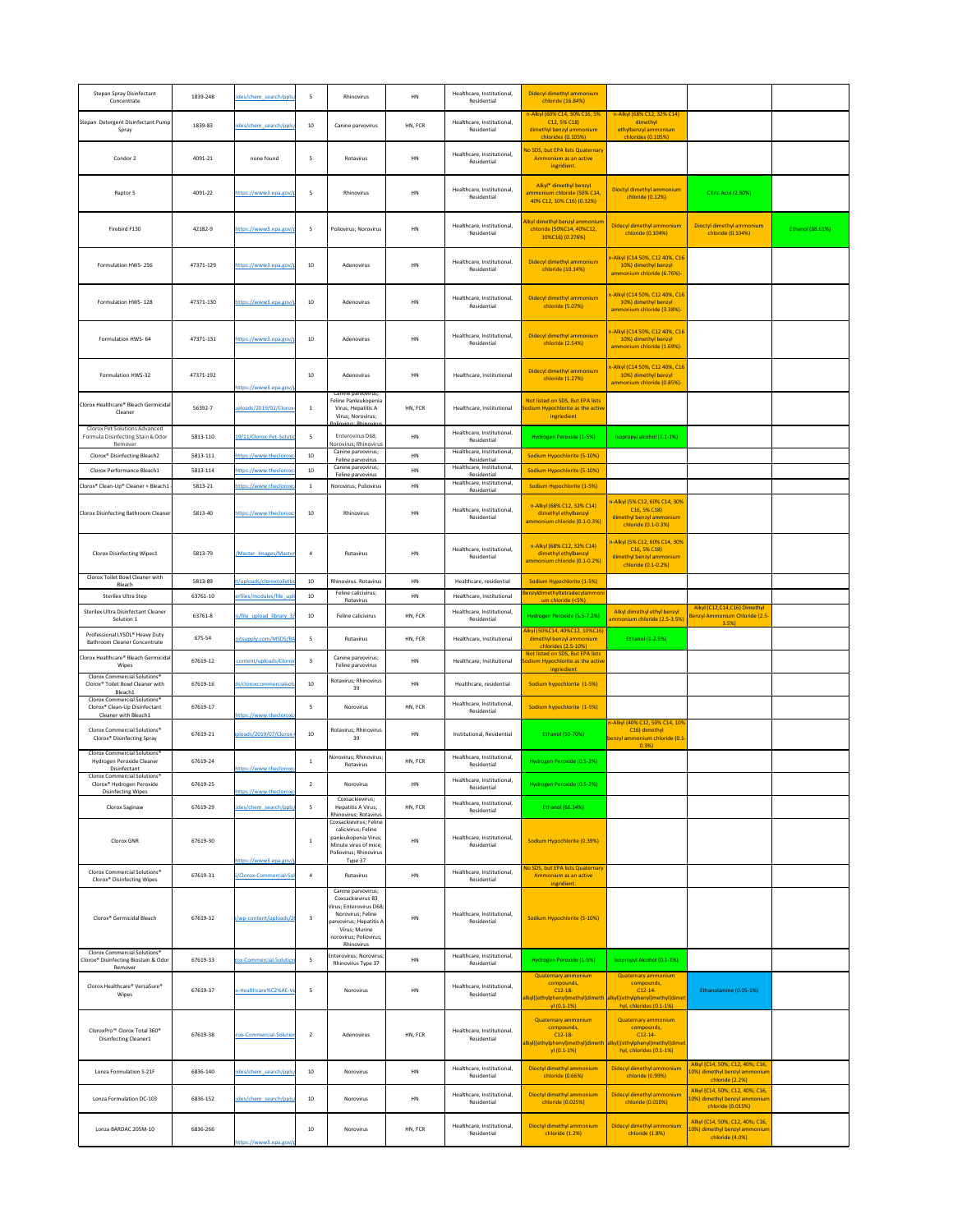| | | | | | | | | | | |
|---|---|---|---|---|---|---|---|---|---|---|
| Stepan Spray Disinfectant Concentrate | 1839-248 | ides/chem_search/ppls/ | 5 | Rhinovirus | HN | Healthcare, Institutional, Residential | Didecyl dimethyl ammonium chloride (16.84%) | | | |
| Stepan Detergent Disinfectant Pump Spray | 1839-83 | ides/chem_search/ppls/ | 10 | Canine parvovirus | HN, FCR | Healthcare, Institutional, Residential | n-Alkyl (60% C14, 30% C16, 5% C12, 5% C18) dimethyl benzyl ammonium chlorides (0.105%) | n-Alkyl (68% C12, 32% C14) dimethyl ethylbenzyl ammonium chlorides (0.105%) | | |
| Condor 2 | 4091-21 | none found | 5 | Rotavirus | HN | Healthcare, Institutional, Residential | No SDS, but EPA lists Quaternary Ammonium as an active ingridient. | | | |
| Raptor 5 | 4091-22 | https://www3.epa.gov/p | 5 | Rhinovirus | HN | Healthcare, Institutional, Residential | Alkyl* dimethyl benzyl ammonium chloride (50% C14, 40% C12, 10% C16) (0.32%) | Dioctyl dimethyl ammonium chloride (0.12%) | Citric Acid (2.50%) | |
| Firebird F130 | 42182-9 | https://www3.epa.gov/p | 5 | Poliovirus; Norovirus | HN | Healthcare, Institutional, Residential | Alkyl dimethyl benzyl ammonium chloride (50%C14, 40%C12, 10%C16) (0.276%) | Didecyl dimethyl ammonium chloride (0.104%) | Dioctyl dimethyl ammonium chloride (0.104%) | Ethanol (68.61%) |
| Formulation HWS- 256 | 47371-129 | https://www3.epa.gov/p | 10 | Adenovirus | HN | Healthcare, Institutional, Residential | Didecyl dimethyl ammonium chloride (10.14%) | n-Alkyl (C14 50%, C12 40%, C16 10%) dimethyl benzyl ammonium chloride (6.76%)- | | |
| Formulation HWS- 128 | 47371-130 | https://www3.epa.gov/p | 10 | Adenovirus | HN | Healthcare, Institutional, Residential | Didecyl dimethyl ammonium chloride (5.07%) | n-Alkyl (C14 50%, C12 40%, C16 10%) dimethyl benzyl ammonium chloride (3.38%)- | | |
| Formulation HWS- 64 | 47371-131 | https://www3.epa.gov/p | 10 | Adenovirus | HN | Healthcare, Institutional, Residential | Didecyl dimethyl ammonium chloride (2.54%) | n-Alkyl (C14 50%, C12 40%, C16 10%) dimethyl benzyl ammonium chloride (1.69%)- | | |
| Formulation HWS-32 | 47371-192 | https://www3.epa.gov/p | 10 | Adenovirus | HN | Healthcare, Institutional | Didecyl dimethyl ammonium chloride (1.27%) | n-Alkyl (C14 50%, C12 40%, C16 10%) dimethyl benzyl ammonium chloride (0.85%)- | | |
| Clorox Healthcare® Bleach Germicidal Cleaner | 56392-7 | uploads/2019/02/Clorox- | 1 | Canine parvovirus; Feline Panleukopenia Virus; Hepatitis A Virus; Norovirus; Poliovirus; Rhinovirus | HN, FCR | Healthcare, Institutional | Not listed on SDS, But EPA lists Sodium Hypochlorite as the active ingredient | | | |
| Clorox Pet Solutions Advanced Formula Disinfecting Stain & Odor Remover | 5813-110 | 19/11/Clorox-Pet-Solutio | 5 | Enterovirus D68; Norovirus; Rhinovirus | HN | Healthcare, Institutional, Residential | Hydrogen Peroxide (1-5%) | Isopropyl alcohol (0.1-1%) | | |
| Clorox® Disinfecting Bleach2 | 5813-111 | https://www.thecloroxc | 10 | Canine parvovirus; Feline parvovirus | HN | Healthcare, Institutional, Residential | Sodium Hypochlorite (5-10%) | | | |
| Clorox Performance Bleach1 | 5813-114 | https://www.thecloroxc | 10 | Canine parvovirus; Feline parvovirus | HN | Healthcare, Institutional, Residential | Sodium Hypochlorite (5-10%) | | | |
| Clorox® Clean-Up® Cleaner + Bleach1 | 5813-21 | https://www.thecloroxc | 1 | Norovirus; Poliovirus | HN | Healthcare, Institutional, Residential | Sodium Hypochlorite (1-5%) | | | |
| Clorox Disinfecting Bathroom Cleaner | 5813-40 | https://www.thecloroxc | 10 | Rhinovirus | HN | Healthcare, Institutional, Residential | n-Alkyl (68% C12, 32% C14) dimethyl ethylbenzyl ammonium chloride (0.1-0.3%) | n-Alkyl (5% C12, 60% C14, 30% C16, 5% C18) dimethyl benzyl ammonium chloride (0.1-0.3%) | | |
| Clorox Disinfecting Wipes1 | 5813-79 | /Master_Images/Master | 4 | Rotavirus | HN | Healthcare, Institutional, Residential | n-Alkyl (68% C12, 32% C14) dimethyl ethylbenzyl ammonium chloride (0.1-0.2%) | n-Alkyl (5% C12, 60% C14, 30% C16, 5% C18) dimethyl benzyl ammonium chloride (0.1-0.2%) | | |
| Clorox Toilet Bowl Cleaner with Bleach | 5813-89 | t/uploads/cloroxtoiletbo | 10 | Rhinovirus. Rotavirus | HN | Healthcare, residential | Sodium Hypochlorite (1-5%) | | | |
| Sterilex Ultra Step | 63761-10 | erfiles/modules/file_upl | 10 | Feline calicivirus; Rotavirus | HN | Healthcare, Institutional | Benzyldimethyltetradecylammonium chloride (<5%) | | | |
| Sterilex Ultra Disinfectant Cleaner Solution 1 | 63761-8 | s/file_upload_library_3/ | 10 | Feline calicivirus | HN, FCR | Healthcare, Institutional, Residential | Hydrogen Peroxide (5.5-7.2%) | Alkyl dimethyl ethyl benzyl ammonium chloride (2.5-3.5%) | Alkyl (C12,C14,C16) Dimethyl Benzyl Ammonium Chloride (2.5-3.5%) | |
| Professional LYSOL® Heavy Duty Bathroom Cleaner Concentrate | 675-54 | nitsupply.com/MSDS/RA | 5 | Rotavirus | HN, FCR | Healthcare, Institutional | Alkyl (50%C14, 40%C12, 10%C16) dimethyl benzyl ammonium chlorides (2.5-10%) | Ethanol (1-2.5%) | | |
| Clorox Healthcare® Bleach Germicidal Wipes | 67619-12 | content/uploads/Clorox | 3 | Canine parvovirus; Feline parvovirus | HN | Healthcare; Institutional | Not listed on SDS, But EPA lists Sodium Hypochlorite as the active ingredient | | | |
| Clorox Commercial Solutions® Clorox® Toilet Bowl Cleaner with Bleach1 | 67619-16 | ds/cloroxcommercialsolu | 10 | Rotavirus; Rhinovirus 39 | HN | Healthcare, residential | Sodium hypochlorite (1-5%) | | | |
| Clorox Commercial Solutions® Clorox® Clean-Up Disinfectant Cleaner with Bleach1 | 67619-17 | https://www.thecloroxc | 5 | Norovirus | HN, FCR | Healthcare, Institutional, Residential | Sodium hypochlorite (1-5%) | | | |
| Clorox Commercial Solutions® Clorox® Disinfecting Spray | 67619-21 | uploads/2019/07/Clorox- | 10 | Rotavirus; Rhinovirus 39 | HN | Institutional, Residential | Ethanol (50-70%) | n-Alkyl (40% C12, 50% C14, 10% C16) dimethyl benzyl ammonium chloride (0.1-0.3%) | | |
| Clorox Commercial Solutions® Hydrogen Peroxide Cleaner Disinfectant | 67619-24 | https://www.thecloroxc | 1 | Norovirus; Rhinovirus; Rotavirus | HN, FCR | Healthcare, Institutional, Residential | Hydrogen Peroxide (0.5-2%) | | | |
| Clorox Commercial Solutions® Clorox® Hydrogen Peroxide Disinfecting Wipes | 67619-25 | https://www.thecloroxc | 2 | Norovirus | HN | Healthcare, Institutional, Residential | Hydrogen Peroxide (0.5-2%) | | | |
| Clorox Saginaw | 67619-29 | ides/chem_search/ppls/ | 5 | Coxsackievirus; Hepatitis A Virus; Rhinovirus; Rotavirus | HN, FCR | Healthcare, Institutional, Residential | Ethanol (66.34%) | | | |
| Clorox GNR | 67619-30 | https://www3.epa.gov/p | 1 | Coxsackievirus; Feline calicivirus; Feline panleukopenia Virus; Minute virus of mice; Poliovirus; Rhinovirus Type 37 | HN | Healthcare, Institutional, Residential | Sodium Hypochlorite (0.39%) | | | |
| Clorox Commercial Solutions® Clorox® Disinfecting Wipes | 67619-31 | s/Clorox-Commercial-Sol | 4 | Rotavirus | HN | Healthcare, Institutional, Residential | No SDS, but EPA lists Quaternary Ammonium as an active ingridient. | | | |
| Clorox® Germicidal Bleach | 67619-32 | /wp-content/uploads/20 | 3 | Canine parvovirus; Coxsackievirus B3 Virus; Enterovirus D68; Norovirus; Feline parvovirus; Hepatitis A Virus; Murine norovirus; Poliovirus; Rhinovirus | HN | Healthcare, Institutional, Residential | Sodium Hypochlorite (5-10%) | | | |
| Clorox Commercial Solutions® Clorox® Disinfecting Biostain & Odor Remover | 67619-33 | rox-Commercial-Solution | 5 | Enterovirus; Norovirus; Rhinovirus Type 37 | HN | Healthcare, Institutional, Residential | Hydrogen Peroxide (1-5%) | Isopropyl Alcohol (0.1-1%) | | |
| Clorox Healthcare® VersaSure® Wipes | 67619-37 | x-Healthcare%C2%AE-Ve | 5 | Norovirus | HN | Healthcare, Institutional, Residential | Quaternary ammonium compounds, C12-18-alkyl[(ethylphenyl)methyl]dimethyl (0.1-1%) | Quaternary ammonium compounds, C12-14-alkyl[(ethylphenyl)methyl]dimethyl, chlorides (0.1-1%) | Ethanolamine (0.05-1%) | |
| CloroxPro™ Clorox Total 360® Disinfecting Cleaner1 | 67619-38 | rox-Commercial-Solution | 2 | Adenovirus | HN, FCR | Healthcare, Institutional, Residential | Quaternary ammonium compounds, C12-18-alkyl[(ethylphenyl)methyl]dimethyl (0.1-1%) | Quaternary ammonium compounds, C12-14-alkyl[(ethylphenyl)methyl]dimethyl, chlorides (0.1-1%) | | |
| Lonza Formulation S-21F | 6836-140 | ides/chem_search/ppls/ | 10 | Norovirus | HN | Healthcare, Institutional, Residential | Dioctyl dimethyl ammonium chloride (0.66%) | Didecyl dimethyl ammonium chloride (0.99%) | Alkyl (C14, 50%; C12, 40%; C16, 10%) dimethyl benzyl ammonium chloride (2.2%) | |
| Lonza Formulation DC-103 | 6836-152 | ides/chem_search/ppls/ | 10 | Norovirus | HN | Healthcare, Institutional, Residential | Dioctyl dimethyl ammonium chloride (0.025%) | Didecyl dimethyl ammonium chloride (0.010%) | Alkyl (C14, 50%; C12, 40%; C16, 10%) dimethyl benzyl ammonium chloride (0.015%) | |
| Lonza BARDAC 205M-10 | 6836-266 | https://www3.epa.gov/p | 10 | Norovirus | HN, FCR | Healthcare, Institutional, Residential | Dioctyl dimethyl ammonium chloride (1.2%) | Didecyl dimethyl ammonium chloride (1.8%) | Alkyl (C14, 50%; C12, 40%; C16, 10%) dimethyl benzyl ammonium chloride (4.0%) | |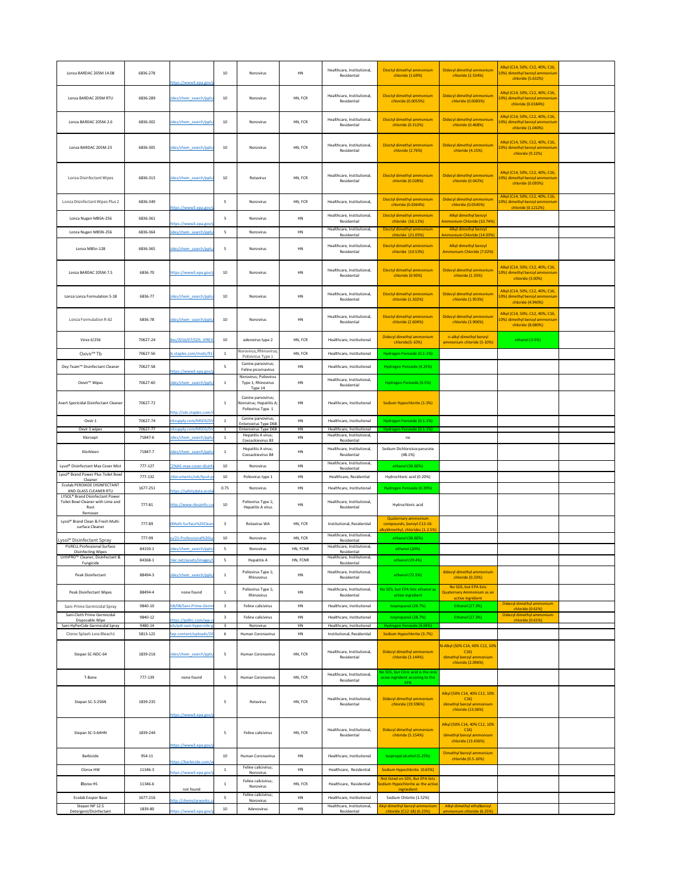| | | | | | | | | | | |
|---|---|---|---|---|---|---|---|---|---|---|
| Lonza BARDAC 205M 14.08 | 6836-278 | https://www3.epa.gov/ | 10 | Norovirus | HN | Healthcare, Institutional, Residential | Dioctyl dimethyl ammonium chloride (1.69%) | Didecyl dimethyl ammonium chloride (2.534%) | Alkyl (C14, 50%; C12, 40%; C16, 10%) dimethyl benzyl ammonium chloride (5.632%) | |
| Lonza BARDAC 205M RTU | 6836-289 | ides/chem_search/ppls/ | 10 | Norovirus | HN, FCR | Healthcare, Institutional, Residential | Dioctyl dimethyl ammonium chloride (0.0055%) | Didecyl dimethyl ammonium chloride (0.0083%) | Alkyl (C14, 50%; C12, 40%; C16, 10%) dimethyl benzyl ammonium chloride (0.0184%) | |
| Lonza BARDAC 205M-2.6 | 6836-302 | ides/chem_search/ppls/ | 10 | Norovirus | HN, FCR | Healthcare, Institutional, Residential | Dioctyl dimethyl ammonium chloride (0.312%) | Didecyl dimethyl ammonium chloride (0.468%) | Alkyl (C14, 50%; C12, 40%; C16, 10%) dimethyl benzyl ammonium chloride (1.040%) | |
| Lonza BARDAC 205M-23 | 6836-305 | ides/chem_search/ppls/ | 10 | Norovirus | HN, FCR | Healthcare, Institutional, Residential | Dioctyl dimethyl ammonium chloride (2.76%) | Didecyl dimethyl ammonium chloride (4.15%) | Alkyl (C14, 50%; C12, 40%; C16, 10%) dimethyl benzyl ammonium chloride (9.22%) | |
| Lonza Disinfectant Wipes | 6836-313 | ides/chem_search/ppls/ | 10 | Rotavirus | HN, FCR | Healthcare, Institutional, Residential | Dioctyl dimethyl ammonium chloride (0.028%) | Didecyl dimethyl ammonium chloride (0.042%) | Alkyl (C14, 50%; C12, 40%; C16, 10%) dimethyl benzyl ammonium chloride (0.093%) | |
| Lonza Disinfectant Wipes Plus 2 | 6836-349 | https://www3.epa.gov/ | 5 | Norovirus | HN, FCR | Healthcare, Institutional, | Dioctyl dimethyl ammonium chloride (0.0364%) | Didecyl dimethyl ammonium chloride (0.0545%) | Alkyl (C14, 50%; C12, 40%; C16, 10%) dimethyl benzyl ammonium chloride (0.1212%) | |
| Lonza Nugen MB5A-256 | 6836-361 | https://www3.epa.gov/ | 5 | Norovirus | HN | Healthcare, Institutional, Residential | Dioctyl dimethyl ammonium chloride (16.11%) | Alkyl dimethyl benzyl Ammonium Chloride (10.74%) | | |
| Lonza Nugen MB5N-256 | 6836-364 | ides/chem_search/ppls/ | 5 | Norovirus | HN | Healthcare, Institutional, Residential | Dioctyl dimethyl ammonium chloride (21.05%) | Alkyl dimethyl benzyl Ammonium Chloride (14.03%) | | |
| Lonza MB5n-128 | 6836-365 | ides/chem_search/ppls/ | 5 | Norovirus | HN | Healthcare, Institutional, Residential | Dioctyl dimethyl ammonium chloride (10.53%) | Alkyl dimethyl benzyl Ammonium Chloride (7.02%) | | |
| Lonza BARDAC 205M-7.5 | 6836-70 | https://www3.epa.gov/ | 10 | Norovirus | HN | Healthcare, Institutional, Residential | Dioctyl dimethyl ammonium chloride (0.90%) | Didecyl dimethyl ammonium chloride (1.35%) | Alkyl (C14, 50%; C12, 40%; C16, 10%) dimethyl benzyl ammonium chloride (3.00%) | |
| Lonza Lonza Formulation S-18 | 6836-77 | ides/chem_search/ppls/ | 10 | Norovirus | HN | Healthcare, Institutional, Residential | Dioctyl dimethyl ammonium chloride (1.302%) | Didecyl dimethyl ammonium chloride (1.953%) | Alkyl (C14, 50%; C12, 40%; C16, 10%) dimethyl benzyl ammonium chloride (4.340%) | |
| Lonza Formulation R-82 | 6836-78 | ides/chem_search/ppls/ | 10 | Norovirus | HN | Healthcare, Institutional, Residential | Dioctyl dimethyl ammonium chloride (2.604%) | Didecyl dimethyl ammonium chloride (3.906%) | Alkyl (C14, 50%; C12, 40%; C16, 10%) dimethyl benzyl ammonium chloride (8.680%) | |
| Virex II/256 | 70627-24 | iles/2016/07/SDS_VIREX | 10 | adenoirus type 2 | HN, FCR | Healthcare, Institutional | Didecyl dimethyl ammonium chloride(5-10%) | n-alkyl dimethyl benzyl ammonium chloride (5-10%) | ethanol (3-5%) | |
| Oxivir™ Tb | 70627-56 | s.staples.com/msds/91 | 1 | Norovirus; Rhinovirus; Poliovirus Type 1 | HN, FCR | Healthcare, Institutional | Hydrogen Peroxide (0.1-1%) | | | |
| Oxy-Team™ Disinfectant Cleaner | 70627-58 | https://www3.epa.gov/ | 5 | Canine parvovirus; Feline picornavirus | HN | Healthcare, Institutional | Hydrogen Peroxide (4.25%) | | | |
| Oxivir™ Wipes | 70627-60 | ides/chem_search/ppls/ | 1 | Norovirus; Poliovirus Type 1; Rhinovirus Type 14 | HN | Healthcare, Institutional, Residential | Hydrogen Peroxide (0.5%) | | | |
| Avert Sporicidal Disinfectant Cleaner | 70627-72 | http://sds.staples.com/ | 1 | Canine parvovirus; Norovirus; Hepatitis A; Poliovirus Type 1 | HN | Healthcare, Institutional | Sodium Hypochlorite (1-3%) | | | |
| Oxvir 1 | 70627-74 | nitsupply.com/MSDS/DV | 1 | Canine parvovirus; Enterovirus Type D68 | HN | Healthcare, Institutional | Hydrogen Peroxide (0.1-1%) | | | |
| Oxvir 1 wipes | 70627-77 | nitsupply.com/MSDS/DV | 1 | Enterovirus Type D68 | HN | Healthcare, Institutional | Hydrogen Peroxide (0.1-1%) | | | |
| Klorsept | 71847-6 | ides/chem_search/ppls/ | 1 | Hepatitis A virus; Coxsackievirus B3 | HN | Healthcare, Institutional, Residential | no | | | |
| Klorkleen | 71847-7 | ides/chem_search/ppls/ | 1 | Hepatitis A virus; Coxsackievirus B4 | HN | Healthcare, Institutional, Residential | Sodium Dichloroisocyanurate (48.1%) | | | |
| Lysol® Disinfectant Max Cover Mist | 777-127 | C2%AE-max-cover-disinf | 10 | Norovirus | HN | Healthcare, Institutional, Residential | ethanol (30-60%) | | | |
| Lysol® Brand Power Plus Toilet Bowl Cleaner | 777-132 | /documents/sds/lysol-p | 10 | Poliovirus type 1 | HN | Healthcare, Residential | Hydrochloric acid (0-20%) | | | |
| Ecolab PEROXIDE DISINFECTANT AND GLASS CLEANER RTU | 1677-251 | https://safetydata.ecola | 0.75 | Norovirus | HN | Healthcare, Institutional | Hydrogen Peroxide (0.35%) | | | |
| LYSOL® Brand Disinfectant Power Toilet Bowl Cleaner with Lime and Rust Remover | 777-81 | http://www.rbnainfo.co | 10 | Poliovirus Type 1; Hepatitis A virus | HN | Healthcare, Institutional, Residential | Hydrochloric acid | | | |
| Lysol® Brand Clean & Fresh Multi-surface Cleaner | 777-89 | 0Multi-Surface%20Clean | 3 | Rotavirus WA | HN, FCR | Institutional, Residential | Quaternary ammonium compounds, benzyl-C12-16-alkyldimethyl, chlorides (1-2.5%) | | | |
| Lysol® Disinfectant Spray | 777-99 | is/21-Professional%20Ly | 10 | Norovirus | HN, FCR | Healthcare, Institutional, Residential | ethanol (30-60%) | | | |
| PURELL Professional Surface Disinfecting Wipes | 84150-1 | ides/chem_search/ppls/ | 5 | Norovirus | HN, FCNR | Healthcare, Institutional, Residential | ethanol (20%) | | | |
| OrthPRO™ Cleaner, Disinfectant & Fungicide | 84368-1 | rier.net/assets/images/ | 5 | Hepatitis A | HN, FCNR | Healthcare, Institutional, Residential | ethanol (29.4%) | | | |
| Peak Disinfectant | 88494-3 | ides/chem_search/ppls/ | 1 | Poliovirus Type 1; Rhinovirus | HN | Healthcare, Institutional, Residential | ethanol (72.5%) | didecyl dimethyl ammonium chloride (0.33%) | | |
| Peak Disinfectant Wipes | 88494-4 | none found | 1 | Poliovirus Type 1; Rhinovirus | HN | Healthcare, Institutional, Residential | No SDS, but EPA lists ethanol as active ingridient | No SDS, but EPA lists Quaternary Ammonium as an active ingridient | | |
| Sani-Prime Germicidal Spray | 9840-10 | /18/08/Sani-Prime-Germ | 3 | Feline calicivirus | HN | Healthcare, Institutional | Isopropanol (28.7%) | Ethanol (27.3%) | Didecyl dimethyl ammonium chloride (0.61%) | |
| Sani-Cloth Prime Germicidal Disposable Wipe | 9840-12 | https://pdihc.com/wp-c | 3 | Feline calicivirus | HN | Healthcare, Institutional | Isopropanol (28.7%) | Ethanol (27.3%) | Didecyl dimethyl ammonium chloride (0.61%) | |
| Sani-HyPerCide Germicidal Spray | 9480-14 | ads/pdi-sani-hypercide-g | 3 | Norovirus | HN | Healthcare, Institutional | Hydrogen Peroxide (4.04%) | | | |
| Clorox Splash-Less Bleach1 | 5813-122 | /wp-content/uploads/20 | 6 | Human Coronavirus | HN | Institutional, Residential | Sodium Hypochlorite (3-7%) | | | |
| Stepan SC-NDC-64 | 1839-216 | ides/chem_search/ppls/ | 5 | Human Coronavirus | HN, FCR | Healthcare, Institutional, Residential | Didecyl dimethyl ammonium chloride (3.144%) | N-Alkyl (50% C14, 40% C12, 10% C16) dimethyl benzyl ammonium chloride (2.096%) | | |
| T-Bone | 777-139 | none found | 5 | Human Coronavirus | HN, FCR | Healthcare, Institutional, Residential | No SDS, but Citric acid is the only acive ingridient according to the EPA | | | |
| Stepan SC-5:256N | 1839-235 | https://www3.epa.gov/ | 5 | Rotavirus | HN, FCR | Healthcare, Institutional, Residential | Didecyl dimethyl ammonium chloride (19.596%) | Alkyl (50% C14, 40% C12, 10% C16) dimethyl benzyl ammonium chloride (13.06%) | | |
| Stepan SC-5:64HN | 1839-244 | https://www3.epa.gov/ | 5 | Feline calicivirus | HN, FCR | Healthcare, Institutional, Residential | Didecyl dimethyl ammonium chloride (5.154%) | Alkyl (50% C14, 40% C12, 10% C16) dimethyl benzyl ammonium chloride (13.436%) | | |
| Barbicide | 954-11 | https://barbicide.com/w | 10 | Human Coronavirus | HN | Healthcare, Institutional | Isopropyl alcohol (5-25%) | Dimethyl benzyl ammonium chloride (0.5-10%) | | |
| Clorox HW | 11346-3 | https://www3.epa.gov/ | 1 | Feline calicivirus; Norovirus | HN | Healthcare, Residential | Sodium Hypochlorite (0.65%) | | | |
| Clorox HS | 11346-6 | not found | 1 | Feline calicivirus; Norovirus | HN, FCR | Healthcare, Residential | Not listed on SDS, But EPA lists Sodium Hypochlorite as the active ingridient | | | |
| Ecolab Exspor Base | 1677-216 | http://chemstarworks.c | 5 | Feline calicivirus; Norovirus | HN | Healthcare, Institutional | Sodium Chlorite (1.52%) | | | |
| Stepan NP 12.5 Detergent/Disinfectant | 1839-80 | https://www3.epa.gov/ | 10 | Adenovirus | HN | Healthcare, Institutional, Residential | Akyl dimethyl benzyl ammonium chloride (C12-18) (6.25%) | Alkyl dimethyl ethylbenzyl ammonium chloride (6.25%) | | |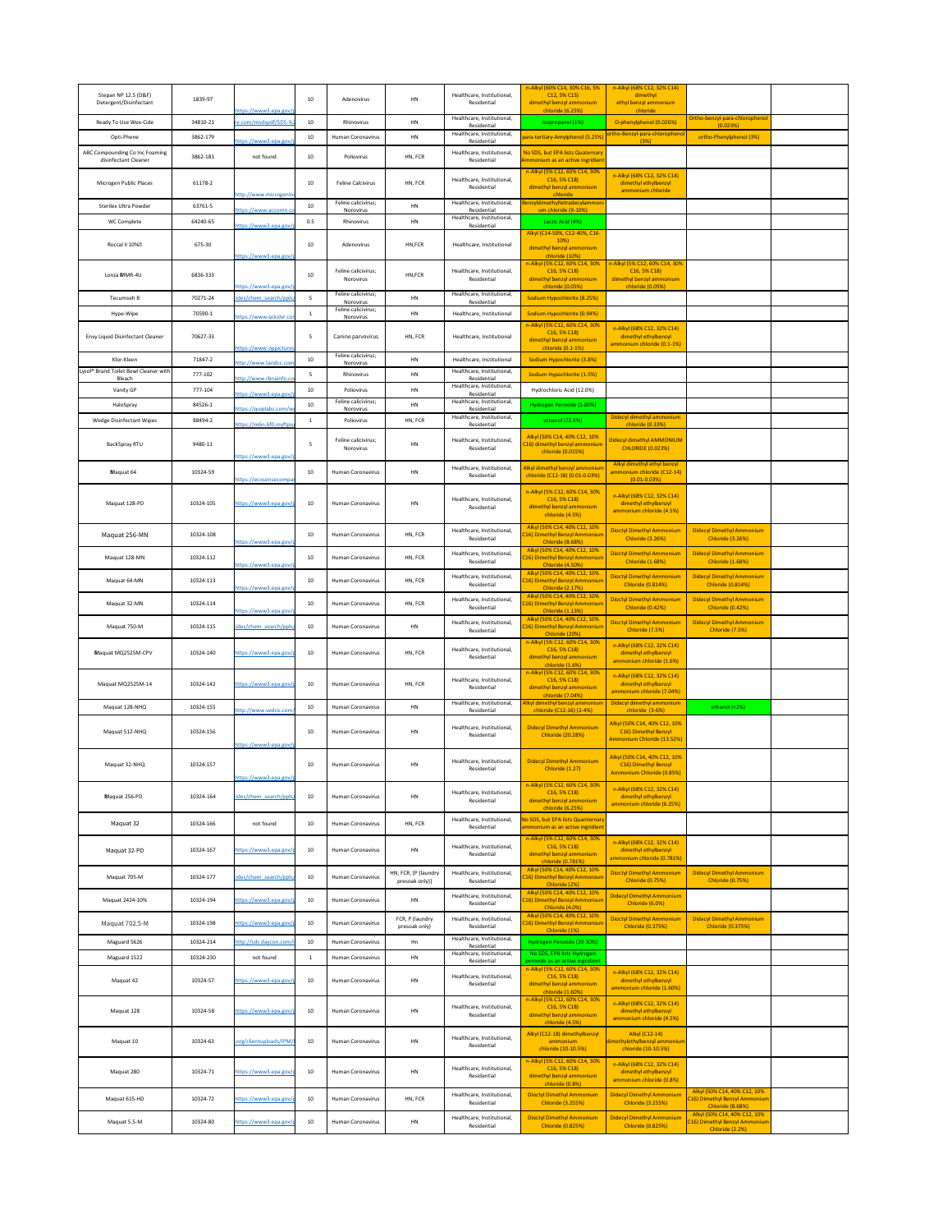| | | | | | | | | | | |
|---|---|---|---|---|---|---|---|---|---|---|
| Stepan NP 12.5 (D&F) Detergent/Disinfectant | 1839-97 | https://www3.epa.gov/p | 10 | Adenovirus | HN | Healthcare, Institutional, Residential | n-Alkyl (60% C14, 30% C16, 5% C12, 5% C15) dimethyl benzyl ammonium chloride (6.25%) | n-Alkyl (68% C12, 32% C14) dimethyl ethyl benzyl ammonium chloride | | |
| Ready To Use Wex-Cide | 34810-21 | e.com/msdspdf/SDS-%2 | 10 | Rhinovirus | HN | Healthcare, Institutional, Residential | Isopropanol (1%) | O-phenylphenol (0.026%) | Ortho-benzyl-para-chlorophenol (0.023%) | |
| Opti-Phene | 3862-179 | https://www3.epa.gov/p | 10 | Human Coronavirus | HN | Healthcare, Institutional, Residential | para-tertiary-Amylphenol (5.25%) | ortho-Benzyl-para-chlorophenol (3%) | ortho-Phenylphenol (3%) | |
| ABC Compounding Co Inc Foaming disinfectant Cleaner | 3862-181 | not found | 10 | Poliovirus | HN, FCR | Healthcare, Institutional, Residential | No SDS, but EPA lists Quaternary Ammonium as an active ingridient | | | |
| Microgen Public Places | 61178-2 | http://www.microgenin | 10 | Feline Calcivirus | HN, FCR | Healthcare, Institutional, Residential | n-Alkyl (5% C12, 60% C14, 30% C16, 5% C18) dimethyl benzyl ammonium chloride | n-Alkyl (68% C12, 32% C14) dimethyl ethylbenzyl ammonium chloride | | |
| Sterilex Ultra Powder | 63761-5 | https://www.accomn.co | 10 | Feline calicivirus; Norovirus | HN | Healthcare, Institutional, Residential | Benzyldimethyltetradecylammonium chloride (9-10%) | | | |
| WC Complete | 64240-65 | https://www3.epa.gov/p | 0.5 | Rhinovirus | HN | Healthcare, Institutional, Residential | Lactic Acid (4%) | | | |
| Roccal II 10%® | 675-30 | https://www3.epa.gov/p | 10 | Adenovirus | HN,FCR | Healthcare, Institutional | Alkyl (C14-50%, C12-40%, C16-10%) dimethyl benzyl ammonium chloride (10%) | | | |
| Lonza WMR-4U | 6836-333 | https://www3.epa.gov/p | 10 | Feline calicivirus; Norovirus | HN,FCR | Healthcare, Institutional, Residential | n-Alkyl (5% C12, 60% C14, 30% C16, 5% C18) dimethyl benzyl ammonium chloride (0.05%) | n-Alkyl (5% C12, 60% C14, 30% C16, 5% C18) dimethyl benzyl ammonium chloride (0.05%) | | |
| Tecumseh B | 70271-24 | ides/chem_search/ppls/ | 5 | Feline calicivirus; Norovirus | HN | Healthcare, Institutional, Residential | Sodium Hypochlorite (8.25%) | | | |
| Hype-Wipe | 70590-1 | https://www.qckslvr.com | 1 | Feline calicivirus; Norovirus | HN | Healthcare, Institutional | Sodium Hypochlorite (0.94%) | | | |
| Envy Liquid Disinfectant Cleaner | 70627-33 | https://www.oppictures | 5 | Canine parvovirus | HN, FCR | Healthcare, Institutional | n-Alkyl (5% C12, 60% C14, 30% C16, 5% C18) dimethyl benzyl ammonium chloride (0.1-1%) | n-Alkyl (68% C12, 32% C14) dimethyl ethylbenzyl ammonium chloride (0.1-1%) | | |
| Klor-Kleen | 71847-2 | http://www.tandcc.com | 10 | Feline calicivirus; Norovirus | HN | Healthcare, Institutional | Sodium Hypochlorite (3.8%) | | | |
| Lysol® Brand Toilet Bowl Cleaner with Bleach | 777-102 | http://www.rbnainfo.co | 5 | Rhinovirus | HN | Healthcare, Institutional, Residential | Sodium Hypochlorite (1-5%) | | | |
| Vanity GP | 777-104 | https://www3.epa.gov/p | 10 | Poliovirus | HN | Healthcare, Institutional, Residential | Hydrochloric Acid (12.0%) | | | |
| HaloSpray | 84526-1 | https://quiplabs.com/w | 10 | Feline calicivirus; Norovirus | HN | Healthcare, Institutional, Residential | Hydrogen Peroxide (5.00%) | | | |
| Wedge Disinfectant Wipes | 88494-2 | https://m6n.6f0.myftpu | 1 | Poliovirus | HN, FCR | Healthcare, Institutional, Residential | ethanol (72.5%) | Didecyl dimethyl ammonium chloride (0.33%) | | |
| BackSpray RTU | 9480-11 | https://www3.epa.gov/p | 5 | Feline calicivirus; Norovirus | HN | Healthcare, Institutional, Residential | Alkyl (50% C14, 40% C12, 10% C16) dimethyl benzyl ammonium chloride (0.015%) | Didecyl dimethyl AMMONIUM CHLORIDE (0.023%) | | |
| Maquat 64 | 10324-59 | https://ecosensecompa | 10 | Human Coronavirus | HN | Healthcare, Institutional, Residential | Alkyl dimethyl benzyl ammonium chloride (C12-18) (0.01-0.03%) | Alkyl dimethyl ethyl benzyl ammonium chloride (C12-14) (0.01-0.03%) | | |
| Maquat 128-PD | 10324-105 | https://www3.epa.gov/p | 10 | Human Coronavirus | HN | Healthcare, Institutional, Residential | n-Alkyl (5% C12, 60% C14, 30% C16, 5% C18) dimethyl benzyl ammonium chloride (4.5%) | n-Alkyl (68% C12, 32% C14) dimethyl ethylbenzyl ammonium chloride (4.5%) | | |
| Maquat 256-MN | 10324-108 | https://www3.epa.gov/p | 10 | Human Coronavirus | HN, FCR | Healthcare, Institutional, Residential | Alkyl (50% C14, 40% C12, 10% C16) Dimethyl Benzyl Ammonium Chloride (8.68%) | Dioctyl Dimethyl Ammonium Chloride (3.26%) | Didecyl Dimethyl Ammonium Chloride (3.26%) | |
| Maquat 128-MN | 10324-112 | https://www3.epa.gov/p | 10 | Human Coronavirus | HN, FCR | Healthcare, Institutional, Residential | Alkyl (50% C14, 40% C12, 10% C16) Dimethyl Benzyl Ammonium Chloride (4.50%) | Dioctyl Dimethyl Ammonium Chloride (1.68%) | Didecyl Dimethyl Ammonium Chloride (1.68%) | |
| Maquat 64-MN | 10324-113 | https://www3.epa.gov/p | 10 | Human Coronavirus | HN, FCR | Healthcare, Institutional, Residential | Alkyl (50% C14, 40% C12, 10% C16) Dimethyl Benzyl Ammonium Chloride (2.17%) | Dioctyl Dimethyl Ammonium Chloride (0.814%) | Didecyl Dimethyl Ammonium Chloride (0.814%) | |
| Maquat 32-MN | 10324-114 | https://www3.epa.gov/p | 10 | Human Coronavirus | HN, FCR | Healthcare, Institutional, Residential | Alkyl (50% C14, 40% C12, 10% C16) Dimethyl Benzyl Ammonium Chloride (1.13%) | Dioctyl Dimethyl Ammonium Chloride (0.42%) | Didecyl Dimethyl Ammonium Chloride (0.42%) | |
| Maquat 750-M | 10324-115 | ides/chem_search/ppls/ | 10 | Human Coronavirus | HN | Healthcare, Institutional, Residential | Alkyl (50% C14, 40% C12, 10% C16) Dimethyl Benzyl Ammonium Chloride (20%) | Dioctyl Dimethyl Ammonium Chloride (7.5%) | Didecyl Dimethyl Ammonium Chloride (7.5%) | |
| Maquat MQ2525M-CPV | 10324-140 | https://www3.epa.gov/p | 10 | Human Coronavirus | HN, FCR | Healthcare, Institutional, Residential | n-Alkyl (5% C12, 60% C14, 30% C16, 5% C18) dimethyl benzyl ammonium chloride (1.6%) | n-Alkyl (68% C12, 32% C14) dimethyl ethylbenzyl ammonium chloride (1.6%) | | |
| Maquat MQ2525M-14 | 10324-142 | https://www3.epa.gov/p | 10 | Human Coronavirus | HN, FCR | Healthcare, Institutional, Residential | n-Alkyl (5% C12, 60% C14, 30% C16, 5% C18) dimethyl benzyl ammonium chloride (7.04%) | n-Alkyl (68% C12, 32% C14) dimethyl ethylbenzyl ammonium chloride (7.04%) | | |
| Maquat 128-NHQ | 10324-155 | http://www.vedco.com/ | 10 | Human Coronavirus | HN | Healthcare, Institutional, Residential | Alkyl dimethyl benzyl ammonium chloride (C12-16) (2-4%) | Didecyl dimethyl ammonium chloride (3-6%) | ethanol (<2%) | |
| Maquat 512-NHQ | 10324-156 | https://www3.epa.gov/p | 10 | Human Coronavirus | HN | Healthcare, Institutional, Residential | Didecyl Dimethyl Ammonium Chloride (20.28%) | Alkyl (50% C14, 40% C12, 10% C16) Dimethyl Benzyl Ammonium Chloride (13.52%) | | |
| Maquat 32-NHQ | 10324-157 | https://www3.epa.gov/p | 10 | Human Coronavirus | HN | Healthcare, Institutional, Residential | Didecyl Dimethyl Ammonium Chloride (1.27) | Alkyl (50% C14, 40% C12, 10% C16) Dimethyl Benzyl Ammonium Chloride (0.85%) | | |
| Maquat 256-PD | 10324-164 | ides/chem_search/ppls/ | 10 | Human Coronavirus | HN | Healthcare, Institutional, Residential | n-Alkyl (5% C12, 60% C14, 30% C16, 5% C18) dimethyl benzyl ammonium chloride (6.25%) | n-Alkyl (68% C12, 32% C14) dimethyl ethylbenzyl ammonium chloride (6.25%) | | |
| Maquat 32 | 10324-166 | not found | 10 | Human Coronavirus | HN, FCR | Healthcare, Institutional, Residential | No SDS, but EPA lists Quanternary ammonium as an active ingridient | | | |
| Maquat 32-PD | 10324-167 | https://www3.epa.gov/p | 10 | Human Coronavirus | HN | Healthcare, Institutional, Residential | n-Alkyl (5% C12, 60% C14, 30% C16, 5% C18) dimethyl benzyl ammonium chloride (0.781%) | n-Alkyl (68% C12, 32% C14) dimethyl ethylbenzyl ammonium chloride (0.781%) | | |
| Maquat 705-M | 10324-177 | ides/chem_search/ppls/ | 10 | Human Coronavirus | HN, FCR, [P (laundry presoak only)] | Healthcare, Institutional, Residential | Alkyl (50% C14, 40% C12, 10% C16) Dimethyl Benzyl Ammonium Chloride (2%) | Dioctyl Dimethyl Ammonium Chloride (0.75%) | Didecyl Dimethyl Ammonium Chloride (0.75%) | |
| Maquat 2424-10% | 10324-194 | https://www3.epa.gov/p | 10 | Human Coronavirus | HN | Healthcare, Institutional, Residential | Alkyl (50% C14, 40% C12, 10% C16) Dimethyl Benzyl Ammonium Chloride (4.0%) | Didecyl Dimethyl Ammonium Chloride (6.0%) | | |
| Maquat 702.5-M | 10324-198 | https://www3.epa.gov/p | 10 | Human Coronavirus | FCR, P (laundry presoak only) | Healthcare, Institutional, Residential | Alkyl (50% C14, 40% C12, 10% C16) Dimethyl Benzyl Ammonium Chloride (1%) | Dioctyl Dimethyl Ammonium Chloride (0.375%) | Didecyl Dimethyl Ammonium Chloride (0.375%) | |
| Maguard 5626 | 10324-214 | http://sds.daycon.com/ | 10 | Human Coronavirus | Hn | Healthcare, Institutional, Residential | Hydrogen Peroxide (20-30%) | | | |
| Maguard 1522 | 10324-230 | not found | 1 | Human Coronavirus | HN | Healthcare, Institutional, Residential | No SDS, EPA lists Hydrogen peroxide as an active ingridient | | | |
| Maquat 42 | 10324-57 | https://www3.epa.gov/p | 10 | Human Coronavirus | HN | Healthcare, Institutional, Residential | n-Alkyl (5% C12, 60% C14, 30% C16, 5% C18) dimethyl benzyl ammonium chloride (1.60%) | n-Alkyl (68% C12, 32% C14) dimethyl ethylbenzyl ammonium chloride (1.60%) | | |
| Maquat 128 | 10324-58 | https://www3.epa.gov/p | 10 | Human Coronavirus | HN | Healthcare, Institutional, Residential | n-Alkyl (5% C12, 60% C14, 30% C16, 5% C18) dimethyl benzyl ammonium chloride (4.5%) | n-Alkyl (68% C12, 32% C14) dimethyl ethylbenzyl ammonium chloride (4.5%) | | |
| Maquat 10 | 10324-63 | .org/clientuploads/IPM/ | 10 | Human Coronavirus | HN | Healthcare, Institutional, Residential | Alkyl (C12-18) dimethylbenzyl ammonium chloride (10-10.5%) | Alkyl (C12-14) dimethylethylbenzyl ammonium chloride (10-10.5%) | | |
| Maquat 280 | 10324-71 | https://www3.epa.gov/p | 10 | Human Coronavirus | HN | Healthcare, Institutional, Residential | n-Alkyl (5% C12, 60% C14, 30% C16, 5% C18) dimethyl benzyl ammonium chloride (0.8%) | n-Alkyl (68% C12, 32% C14) dimethyl ethylbenzyl ammonium chloride (0.8%) | | |
| Maquat 615-HD | 10324-72 | https://www3.epa.gov/p | 10 | Human Coronavirus | HN, FCR | Healthcare, Institutional, Residential | Dioctyl Dimethyl Ammonium Chloride (3.255%) | Didecyl Dimethyl Ammonium Chloride (3.255%) | Alkyl (50% C14, 40% C12, 10% C16) Dimethyl Benzyl Ammonium Chloride (8.68%) | |
| Maquat 5.5-M | 10324-80 | https://www3.epa.gov/p | 10 | Human Coronavirus | HN | Healthcare, Institutional, Residential | Dioctyl Dimethyl Ammonium Chloride (0.825%) | Didecyl Dimethyl Ammonium Chloride (0.825%) | Alkyl (50% C14, 40% C12, 10% C16) Dimethyl Benzyl Ammonium Chloride (2.2%) | |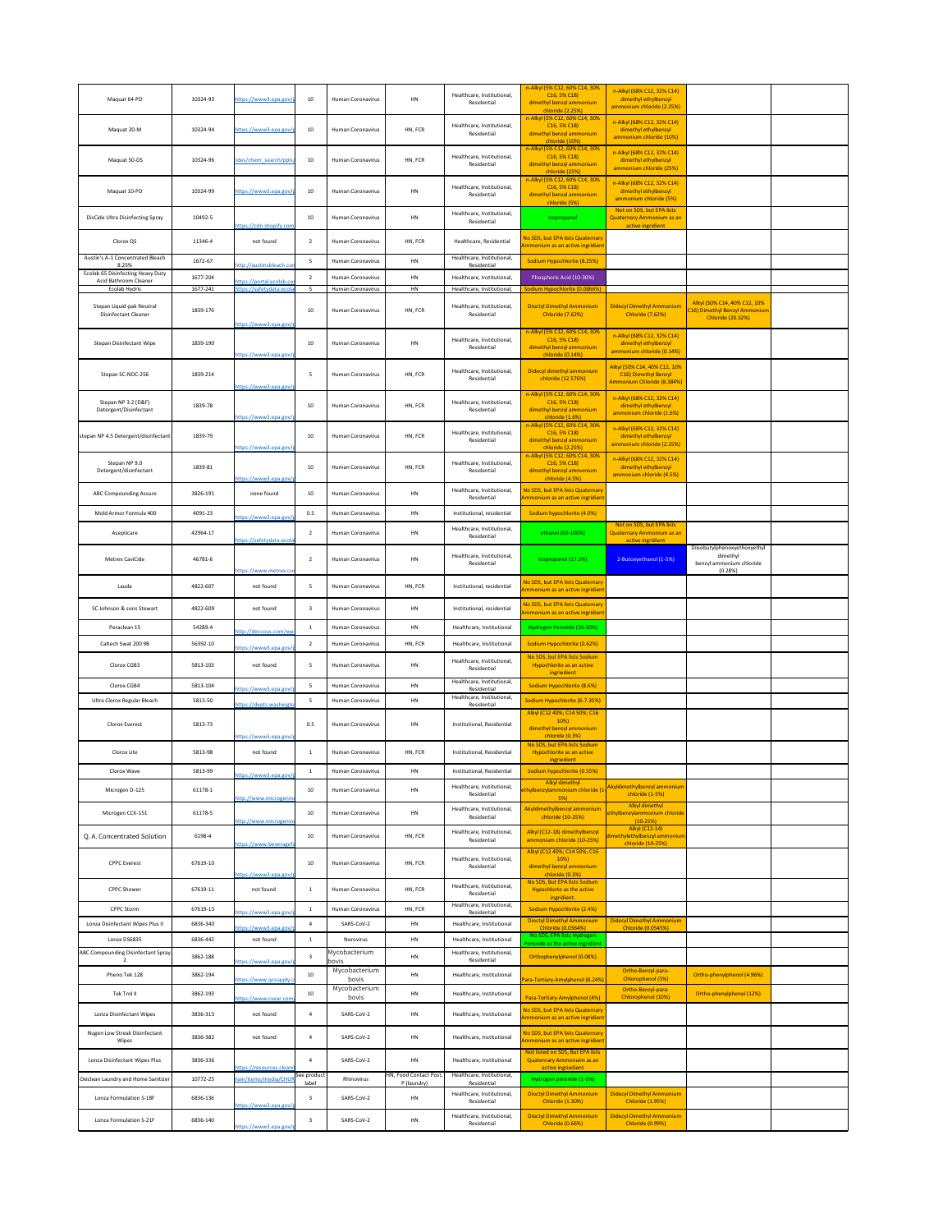| Maquat 64-PD | 10324-93 | https://www3.epa.gov/ | 10 | Human Coronavirus | HN | Healthcare, Institutional, Residential | n-Alkyl (5% C12, 60% C14, 30% C16, 5% C18) dimethyl benzyl ammonium chloride (2.25%) | n-Alkyl (68% C12, 32% C14) dimethyl ethylbenzyl ammonium chloride (2.25%) | | |
|---|---|---|---|---|---|---|---|---|---|---|
| Maquat 20-M | 10324-94 | https://www3.epa.gov/ | 10 | Human Coronavirus | HN, FCR | Healthcare, Institutional, Residential | n-Alkyl (5% C12, 60% C14, 30% C16, 5% C18) dimethyl benzyl ammonium chloride (10%) | n-Alkyl (68% C12, 32% C14) dimethyl ethylbenzyl ammonium chloride (10%) | | |
| Maquat 50-DS | 10324-96 | ides/chem_search/ppls/ | 10 | Human Coronavirus | HN, FCR | Healthcare, Institutional, Residential | n-Alkyl (5% C12, 60% C14, 30% C16, 5% C18) dimethyl benzyl ammonium chloride (25%) | n-Alkyl (68% C12, 32% C14) dimethyl ethylbenzyl ammonium chloride (25%) | | |
| Maquat 10-PD | 10324-99 | https://www3.epa.gov/ | 10 | Human Coronavirus | HN | Healthcare, Institutional, Residential | n-Alkyl (5% C12, 60% C14, 30% C16, 5% C18) dimethyl benzyl ammonium chloride (5%) | n-Alkyl (68% C12, 32% C14) dimethyl ethylbenzyl ammonium chloride (5%) | | |
| DisCide Ultra Disinfecting Spray | 10492-5 | https://cdn.shopify.com | 10 | Human Coronavirus | HN | Healthcare, Institutional, Residential | Isopropanol | Not on SDS, but EPA lists Quaternary Ammonium as an active ingridient | | |
| Clorox QS | 11346-4 | not found | 2 | Human Coronavirus | HN, FCR | Healthcare, Residential | No SDS, but EPA lists Quaternary Ammonium as an active ingridient | | | |
| Austin's A-1 Concentrated Bleach 8.25% | 1672-67 | http://austinsbleach.com | 5 | Human Coronavirus | HN | Healthcare, Institutional, Residential | Sodium Hypochlorite (8.25%) | | | |
| Ecolab 65 Disinfecting Heavy Duty Acid Bathroom Cleaner | 1677-204 | https://portal.ecolab.com | 2 | Human Coronavirus | HN | Healthcare, Institutional, | Phosphoric Acid (10-30%) | | | |
| Ecolab Hydris | 1677-241 | https://safetydata.ecola | 5 | Human Coronavirus | HN | Healthcare, Institutional, | Sodium Hypochlorite (0.0866%) | | | |
| Stepan Liquid-pak Neutral Disinfectant Cleaner | 1839-176 | https://www3.epa.gov/ | 10 | Human Coronavirus | HN, FCR | Healthcare, Institutional, Residential | Dioctyl Dimethyl Ammonium Chloride (7.62%) | Didecyl Dimethyl Ammonium Chloride (7.62%) | Alkyl (50% C14, 40% C12, 10% C16) Dimethyl Benzyl Ammonium Chloride (20.32%) | |
| Stepan Disinfectant Wipe | 1839-190 | https://www3.epa.gov/ | 10 | Human Coronavirus | HN | Healthcare, Institutional, Residential | n-Alkyl (5% C12, 60% C14, 30% C16, 5% C18) dimethyl benzyl ammonium chloride (0.14%) | n-Alkyl (68% C12, 32% C14) dimethyl ethylbenzyl ammonium chloride (0.14%) | | |
| Stepan SC-NDC-256 | 1839-214 | https://www3.epa.gov/ | 5 | Human Coronavirus | HN, FCR | Healthcare, Institutional, Residential | Didecyl dimethyl ammonium chloride (12.576%) | Alkyl (50% C14, 40% C12, 10% C16) Dimethyl Benzyl Ammonium Chloride (8.384%) | | |
| Stepan NP 3.2 (D&F) Detergent/Disinfectant | 1839-78 | https://www3.epa.gov/ | 10 | Human Coronavirus | HN, FCR | Healthcare, Institutional, Residential | n-Alkyl (5% C12, 60% C14, 30% C16, 5% C18) dimethyl benzyl ammonium chloride (1.6%) | n-Alkyl (68% C12, 32% C14) dimethyl ethylbenzyl ammonium chloride (1.6%) | | |
| stepan NP 4.5 Detergent/disinfectant | 1839-79 | https://www3.epa.gov/ | 10 | Human Coronavirus | HN, FCR | Healthcare, Institutional, Residential | n-Alkyl (5% C12, 60% C14, 30% C16, 5% C18) dimethyl benzyl ammonium chloride (2.25%) | n-Alkyl (68% C12, 32% C14) dimethyl ethylbenzyl ammonium chloride (2.25%) | | |
| Stepan NP 9.0 Detergent/disinfectant | 1839-81 | https://www3.epa.gov/ | 10 | Human Coronavirus | HN, FCR | Healthcare, Institutional, Residential | n-Alkyl (5% C12, 60% C14, 30% C16, 5% C18) dimethyl benzyl ammonium chloride (4.5%) | n-Alkyl (68% C12, 32% C14) dimethyl ethylbenzyl ammonium chloride (4.5%) | | |
| ABC Compounding Assure | 3826-191 | none found | 10 | Human Coronavirus | HN | Healthcare, Institutional, Residential | No SDS, but EPA lists Quaternary Ammonium as an active ingridient | | | |
| Mold Armor Formula 400 | 4091-23 | https://www3.epa.gov/ | 0.5 | Human Coronavirus | HN | Institutional, residential | Sodium hypochlorite (4.0%) | | | |
| Asepticare | 42964-17 | https://safetydata.ecola | 2 | Human Coronavirus | HN | Healthcare, Institutional, Residential | ethanol (60-100%) | Not on SDS, but EPA lists Quaternary Ammonium as an active ingridient | | |
| Metrex CaviCide | 46781-6 | https://www.metrex.com | 2 | Human Coronavirus | HN | Healthcare, Institutional, Residential | Isopropanol (17.2%) | 2-Butoxyethanol (1-5%) | Diisobutylphenoxyethoxyethyl dimethyl benzyl ammonium chloride (0.28%) | |
| Lauda | 4822-607 | not found | 5 | Human Coronavirus | HN, FCR | Institutional, residential | No SDS, but EPA lists Quaternary Ammonium as an active ingridient | | | |
| SC Johnson & sons Stewart | 4822-609 | not found | 3 | Human Coronavirus | HN | Institutional, residential | No SDS, but EPA lists Quaternary Ammonium as an active ingridient | | | |
| Peraclean 15 | 54289-4 | http://deccous.com/wp- | 1 | Human Coronavirus | HN | Healthcare, Institutional | Hydrogen Peroxide (20-30%) | | | |
| Caltech Swat 200 98 | 56392-10 | https://www3.epa.gov/ | 2 | Human Coronavirus | HN, FCR | Healthcare, Institutional | Sodium Hypochlorite (0.62%) | | | |
| Clorox CGB3 | 5813-103 | not found | 5 | Human Coronavirus | HN | Healthcare, Institutional, Residential | No SDS, but EPA lists Sodium Hypochlorite as an active ingrid­ient | | | |
| Clorox CGB4 | 5813-104 | https://www3.epa.gov/ | 5 | Human Coronavirus | HN | Healthcare, Institutional, Residential | Sodium Hypochlorite (8.6%) | | | |
| Ultra Clorox Regular Bleach | 5813-50 | https://depts.washingto | 5 | Human Coronavirus | HN | Healthcare, Institutional, Residential | Sodium Hypochlorite (6-7.35%) | | | |
| Clorox Everest | 5813-73 | https://www3.epa.gov/ | 0.5 | Human Coronavirus | HN | Institutional, Residential | Alkyl (C12 40%; C14 50%; C16 10%) dimethyl benzyl ammonium chloride (0.3%) | | | |
| Clorox Lite | 5813-98 | not found | 1 | Human Coronavirus | HN, FCR | Institutional, Residential | No SDS, but EPA lists Sodium Hypochlorite as an active ingridient | | | |
| Clorox Wave | 5813-99 | https://www3.epa.gov/ | 1 | Human Coronavirus | HN | Institutional, Residential | Sodium hypochlorite (0.55%) | | | |
| Microgen D-125 | 61178-1 | http://www.microgenin | 10 | Human Coronavirus | HN | Healthcare, Institutional, Residential | Alkyl dimethyl ethylbenzylammonium chloride (1-5%) | Alkyldimethylbenzyl ammonium chloride (1-5%) | | |
| Microgen CCX-151 | 61178-5 | http://www.microgenin | 10 | Human Coronavirus | HN | Healthcare, Institutional, Residential | Alkyldimethylbenzyl ammonium chloride (10-25%) | Alkyl dimethyl ethylbenzylammonium chloride (10-25%) | | |
| Q. A. Concentrated Solution | 6198-4 | https://www.beveragefa | 10 | Human Coronavirus | HN, FCR | Healthcare, Institutional, Residential | Alkyl (C12-18) dimethylbenzyl ammonium chloride (10-25%) | Alkyl (C12-14) dimethylethylbenzyl ammonium chloride (10-25%) | | |
| CPPC Everest | 67619-10 | https://www3.epa.gov/ | 10 | Human Coronavirus | HN, FCR | Healthcare, Institutional, Residential | Alkyl (C12 40%; C14 50%; C16 10%) dimethyl benzyl ammonium chloride (0.3%) | | | |
| CPPC Shower | 67619-11 | not found | 1 | Human Coronavirus | HN, FCR | Healthcare, Institutional, Residential | No SDS, But EPA lists Sodium Hypochlorte as the active ingridient. | | | |
| CPPC Storm | 67619-13 | https://www3.epa.gov/ | 1 | Human Coronavirus | HN, FCR | Healthcare, Institutional, Residential | Sodium Hypochlorite (2.4%) | | | |
| Lonza Disinfectant Wipes Plus II | 6836-340 | https://www3.epa.gov/ | 4 | SARS-CoV-2 | HN | Healthcare, Institutional | Dioctyl Dimethyl Ammonium Chloride (0.0364%) | Didecyl Dimethyl Ammonium Chloride (0.0545%) | | |
| Lonza DS6835 | 6836-442 | not found | 1 | Norovirus | HN | Healthcare, Institutional | No SDS, EPA lists Hydrogen Peroxide as the active ingridient | | | |
| ABC Compounding Disinfectant Spray 2 | 3862-188 | https://www3.epa.gov/ | 3 | Mycobacterium bovis | HN | Healthcare, Institutional, Residential | Orthophenylphenol (0.08%) | | | |
| Pheno Tek 128 | 3862-194 | https://www.qcsupply.c | 10 | Mycobacterium bovis | HN | Healthcare, Institutional | Para-Tertiary-Amylphenol (8.24%) | Ortho-Benzyl-para-Chlorophenol (5%) | Ortho-phenylphenol (4.96%) | |
| Tek Trol II | 3862-193 | https://www.cvear.com | 10 | Mycobacterium bovis | HN | Healthcare, Institutional | Para-Tertiary-Amylphenol (4%) | Ortho-Benzyl-para-Chlorophenol (10%) | Ortho-phenylphenol (12%) | |
| Lonza Disinfectant Wipes | 3836-313 | not found | 4 | SARS-CoV-2 | HN | Healthcare, Institutional | No SDS, but EPA lists Quaternary Ammonium as an active ingridient | | | |
| Nugen Low Streak Disinfectant Wipes | 3836-382 | not found | 4 | SARS-CoV-2 | HN | Healthcare, Institutional | No SDS, but EPA lists Quaternary Ammonium as an active ingridient | | | |
| Lonza Disinfectant Wipes Plus | 3836-336 | https://resources.cleani | 4 | SARS-CoV-2 | HN | Healthcare, Institutional | Not listed on SDS, But EPA lists Quaternary Ammonuim as an active ingriedient | | | |
| Oxiclean Laundry and Home Sanitizer | 10772-25 | nain/items/media/CHUR | See product label | Rhinovirus | HN, Food Contact Post, P (laundry) | Healthcare, Institutional, Residential | Hydrogen peroxide (1-5%) | | | |
| Lonza Formulation S-18F | 6836-136 | https://www3.epa.gov/ | 3 | SARS-CoV-2 | HN | Healthcare, Institutional, Residential | Dioctyl Dimethyl Ammonium Chloride (1.30%) | Didecyl Dimethyl Ammonium Chloride (1.95%) | | |
| Lonza Formulation S-21F | 6836-140 | https://www3.epa.gov/ | 3 | SARS-CoV-2 | HN | Healthcare, Institutional, Residential | Dioctyl Dimethyl Ammonium Chloride (0.66%) | Didecyl Dimethyl Ammonium Chloride (0.99%) | | |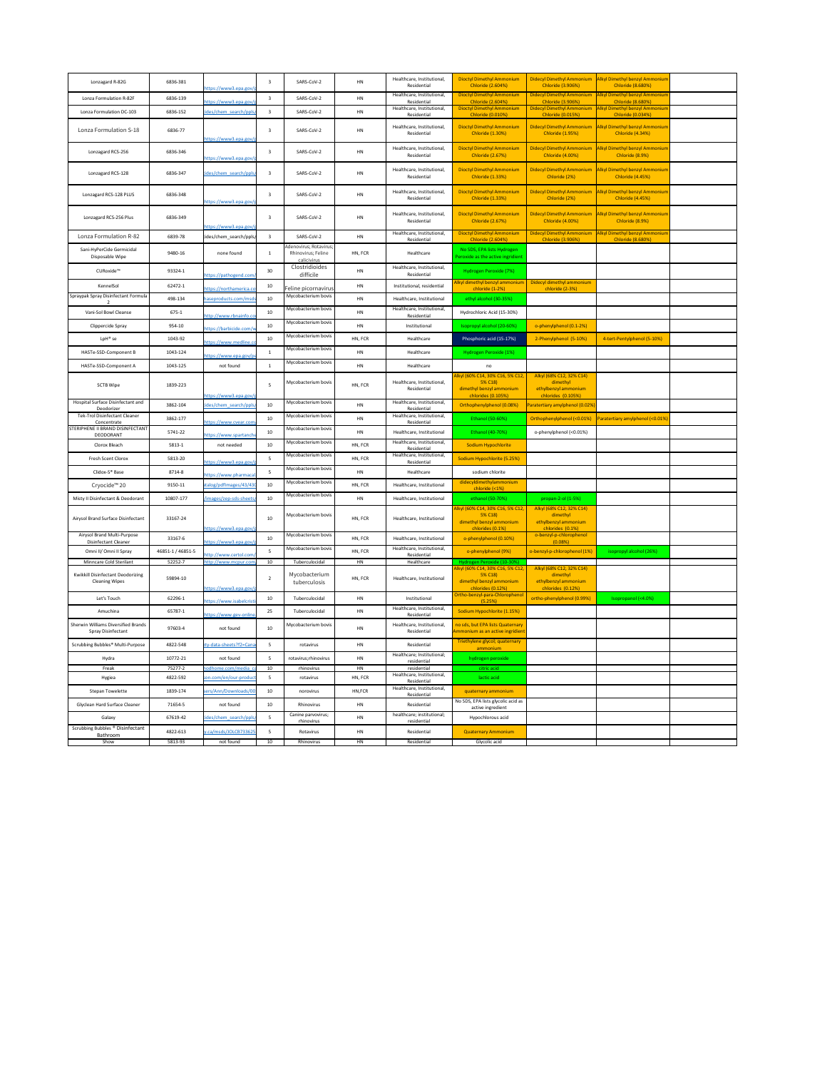| | | | | | | | | | | |
|---|---|---|---|---|---|---|---|---|---|---|
| Lonzagard R-82G | 6836-381 | https://www3.epa.gov/ | 3 | SARS-CoV-2 | HN | Healthcare, Institutional, Residential | Dioctyl Dimethyl Ammonium Chloride (2.604%) | Didecyl Dimethyl Ammonium Chloride (3.906%) | Alkyl Dimethyl benzyl Ammonium Chloride (8.680%) | |
| Lonza Formulation R-82F | 6836-139 | https://www3.epa.gov/ | 3 | SARS-CoV-2 | HN | Healthcare, Institutional, Residential | Dioctyl Dimethyl Ammonium Chloride (2.604%) | Didecyl Dimethyl Ammonium Chloride (3.906%) | Alkyl Dimethyl benzyl Ammonium Chloride (8.680%) | |
| Lonza Formulation DC-103 | 6836-152 | ides/chem_search/ppls/ | 3 | SARS-CoV-2 | HN | Healthcare, Institutional, Residential | Dioctyl Dimethyl Ammonium Chloride (0.010%) | Didecyl Dimethyl Ammonium Chloride (0.015%) | Alkyl Dimethyl benzyl Ammonium Chloride (0.034%) | |
| Lonza Formulation S-18 | 6836-77 | https://www3.epa.gov/ | 3 | SARS-CoV-2 | HN | Healthcare, Institutional, Residential | Dioctyl Dimethyl Ammonium Chloride (1.30%) | Didecyl Dimethyl Ammonium Chloride (1.95%) | Alkyl Dimethyl benzyl Ammonium Chloride (4.34%) | |
| Lonzagard RCS-256 | 6836-346 | https://www3.epa.gov/ | 3 | SARS-CoV-2 | HN | Healthcare, Institutional, Residential | Dioctyl Dimethyl Ammonium Chloride (2.67%) | Didecyl Dimethyl Ammonium Chloride (4.00%) | Alkyl Dimethyl benzyl Ammonium Chloride (8.9%) | |
| Lonzagard RCS-128 | 6836-347 | ides/chem_search/ppls/ | 3 | SARS-CoV-2 | HN | Healthcare, Institutional, Residential | Dioctyl Dimethyl Ammonium Chloride (1.33%) | Didecyl Dimethyl Ammonium Chloride (2%) | Alkyl Dimethyl benzyl Ammonium Chloride (4.45%) | |
| Lonzagard RCS-128 PLUS | 6836-348 | https://www3.epa.gov/ | 3 | SARS-CoV-2 | HN | Healthcare, Institutional, Residential | Dioctyl Dimethyl Ammonium Chloride (1.33%) | Didecyl Dimethyl Ammonium Chloride (2%) | Alkyl Dimethyl benzyl Ammonium Chloride (4.45%) | |
| Lonzagard RCS-256 Plus | 6836-349 | https://www3.epa.gov/ | 3 | SARS-CoV-2 | HN | Healthcare, Institutional, Residential | Dioctyl Dimethyl Ammonium Chloride (2.67%) | Didecyl Dimethyl Ammonium Chloride (4.00%) | Alkyl Dimethyl benzyl Ammonium Chloride (8.9%) | |
| Lonza Formulation R-82 | 6839-78 | ides/chem_search/ppls/ | 3 | SARS-CoV-2 | HN | Healthcare, Institutional, Residential | Dioctyl Dimethyl Ammonium Chloride (2.604%) | Didecyl Dimethyl Ammonium Chloride (3.906%) | Alkyl Dimethyl benzyl Ammonium Chloride (8.680%) | |
| Sani-HyPerCide Germicidal Disposable Wipe | 9480-16 | none found | 1 | Adenovirus; Rotavirus; Rhinovirus; Feline calicivirus | HN, FCR | Healthcare | No SDS, EPA lists Hydrogen Peroxide as the active ingridient | | | |
| CURoxide™ | 93324-1 | https://pathogend.com/ | 30 | Clostridioides difficile | HN | Healthcare, Institutional, Residential | Hydrogen Peroxide (7%) | | | |
| KennelSol | 62472-1 | https://northamerica.co | 10 | Feline picornavirus | HN | Institutional, residential | Alkyl dimethyl benzyl ammonium chloride (1-3%) | Didecyl dimethyl ammonium chloride (2-3%) | | |
| Spraypak Spray Disinfectant Formula 2 | 498-134 | haseproducts.com/msds | 10 | Mycobacterium bovis | HN | Healthcare, Institutional | ethyl alcohol (30-35%) | | | |
| Vani-Sol Bowl Cleanse | 675-1 | http://www.rbnainfo.co | 10 | Mycobacterium bovis | HN | Healthcare, Institutional, Residential | Hydrochloric Acid (15-30%) | | | |
| Clippercide Spray | 954-10 | https://barbicide.com/w | 10 | Mycobacterium bovis | HN | Institutional | Isopropyl alcohol (20-60%) | o-phenylphenol (0.1-2%) | | |
| LpH® se | 1043-92 | https://www.medline.co | 10 | Mycobacterium bovis | HN, FCR | Healthcare | Phosphoric acid (15-17%) | 2-Phenylphenol (5-10%) | 4-tert-Pentylphenol (5-10%) | |
| HASTe-SSD-Component B | 1043-124 | https://www.epa.gov/pe | 1 | Mycobacterium bovis | HN | Healthcare | Hydrogen Peroxide (1%) | | | |
| HASTe-SSD-Component A | 1043-125 | not found | 1 | Mycobacterium bovis | HN | Healthcare | no | | | |
| SCTB Wipe | 1839-223 | https://www3.epa.gov/ | 5 | Mycobacterium bovis | HN, FCR | Healthcare, Institutional, Residential | Alkyl (60% C14, 30% C16, 5% C12, 5% C18) dimethyl benzyl ammonium chlorides (0.105%) | Alkyl (68% C12, 32% C14) dimethyl ethylbenzyl ammonium chlorides (0.105%) | | |
| Hospital Surface Disinfectant and Deodorizer | 3862-104 | ides/chem_search/ppls/ | 10 | Mycobacterium bovis | HN | Healthcare, Institutional, Residential | Orthophenylphenol (0.08%) | Paratertiary amylphenol (0.02%) | | |
| Tek-Trol Disinfectant Cleaner Concentrate | 3862-177 | https://www.cvear.com/ | 10 | Mycobacterium bovis | HN | Healthcare, Institutional, Residential | Ethanol (50-60%) | Orthophenylphenol (<0.01%) | Paratertiary amylphenol (<0.01%) | |
| STERIPHENE II BRAND DISINFECTANT DEODORANT | 5741-22 | https://www.spartanche | 10 | Mycobacterium bovis | HN | Healthcare, Institutional | Ethanol (40-70%) | o-phenylphenol (<0.01%) | | |
| Clorox Bleach | 5813-1 | not needed | 10 | Mycobacterium bovis | HN, FCR | Healthcare, Institutional, Residential | Sodium Hypochlorite | | | |
| Fresh Scent Clorox | 5813-20 | https://www3.epa.gov/ | 5 | Mycobacterium bovis | HN, FCR | Healthcare, Institutional, Residential | Sodium Hypochlorite (5.25%) | | | |
| Clidox-S® Base | 8714-8 | https://www.pharmacal. | 5 | Mycobacterium bovis | HN | Healthcare | sodium chlorite | | | |
| Cryocide™ 20 | 9150-11 | atalog/pdfImages/43/430 | 10 | Mycobacterium bovis | HN, FCR | Healthcare, Institutional | didecyldimethylammonium chloride (<1%) | | | |
| Misty II Disinfectant & Deodorant | 10807-177 | /images/zep-sds-sheets/ | 10 | Mycobacterium bovis | HN | Healthcare, Institutional | ethanol (50-70%) | propan-2-ol (1-5%) | | |
| Airysol Brand Surface Disinfectant | 33167-24 | https://www3.epa.gov/ | 10 | Mycobacterium bovis | HN, FCR | Healthcare, Institutional | Alkyl (60% C14, 30% C16, 5% C12, 5% C18) dimethyl benzyl ammonium chlorides (0.1%) | Alkyl (68% C12, 32% C14) dimethyl ethylbenzyl ammonium chlorides (0.1%) | | |
| Airysol Brand Multi-Purpose Disinfectant Cleaner | 33167-6 | https://www3.epa.gov/ | 10 | Mycobacterium bovis | HN, FCR | Healthcare, Institutional | o-phenylphenol (0.10%) | o-benzyl-p-chlorophenol (0.08%) | | |
| Omni II/ Omni II Spray | 46851-1 / 46851-5 | http://www.certol.com/ | 5 | Mycobacterium bovis | HN, FCR | Healthcare, Institutional, Residential | o-phenylphenol (9%) | o-benzyl-p-chlorophenol (1%) | isopropyl alcohol (26%) | |
| Minncare Cold Sterilant | 52252-7 | http://www.mcpur.com/ | 10 | Tuberculocidal | HN | Healthcare | Hydrogen Peroxide (30-30%) | | | |
| Kwikkill Disinfectant Deodorizing Cleaning Wipes | 59894-10 | https://www3.epa.gov/ | 2 | Mycobacterium tuberculosis | HN, FCR | Healthcare, Institutional | Alkyl (60% C14, 30% C16, 5% C12, 5% C18) dimethyl benzyl ammonium chlorides (0.12%) | Alkyl (68% C12, 32% C14) dimethyl ethylbenzyl ammonium chlorides (0.12%) | | |
| Let's Touch | 62296-1 | https://www.isabelcristi | 10 | Tuberculocidal | HN | Institutional | Ortho-benzyl-para-Chlorophenol (5.25%) | ortho-phenylphenol (0.99%) | Isopropanol (<4.0%) | |
| Amuchina | 65787-1 | https://www.gev-online | 25 | Tuberculocidal | HN | Healthcare, Institutional, Residential | Sodium Hypochlorite (1.15%) | | | |
| Sherwin Williams Diversified Brands Spray Disinfectant | 97603-4 | not found | 10 | Mycobacterium bovis | HN | Healthcare, Institutional, Residential | no sds, but EPA lists Quaternary Ammonium as an active ingridient | | | |
| Scrubbing Bubbles® Multi-Purpose | 4822-548 | ty-data-sheets?f2=Cana | 5 | rotavirus | HN | Residential | Triethylene glycol; quaternary ammonium | | | |
| Hydra | 10772-21 | not found | 5 | rotavirus;rhinovirus | HN | Healthcare; Institutional; residential | hydrogen peroxide | | | |
| Freak | 75277-2 | godhome.com/media_ca | 10 | rhinovirus | HN | residential | citric acid | | | |
| Hygiea | 4822-592 | son.com/en/our-product | 5 | rotavirus | HN, FCR | Healthcare, Institutional, Residential | lactic acid | | | |
| Stepan Towelette | 1839-174 | sers/Ann/Downloads/00 | 10 | norovirus | HN,FCR | Healthcare, Institutional, Residential | quaternary ammonium | | | |
| Glyclean Hard Surface Cleaner | 71654-5 | not found | 10 | Rhinovirus | HN | Residential | No SDS, EPA lists glycolic acid as active ingredient | | | |
| Galaxy | 67619-42 | ides/chem_search/ppls/ | 5 | Canine parvovirus; rhinovirus | HN | healthcare; institutional; residential | Hypochlorous acid | | | |
| Scrubbing Bubbles ® Disinfectant Bathroom | 4822-613 | y.ca/msds/JOLCB733625 | 5 | Rotavirus | HN | Residential | Quaternary Ammonium | | | |
| Show | 5813-93 | not found | 10 | Rhinovirus | HN | Residential | Glycolic acid | | | |